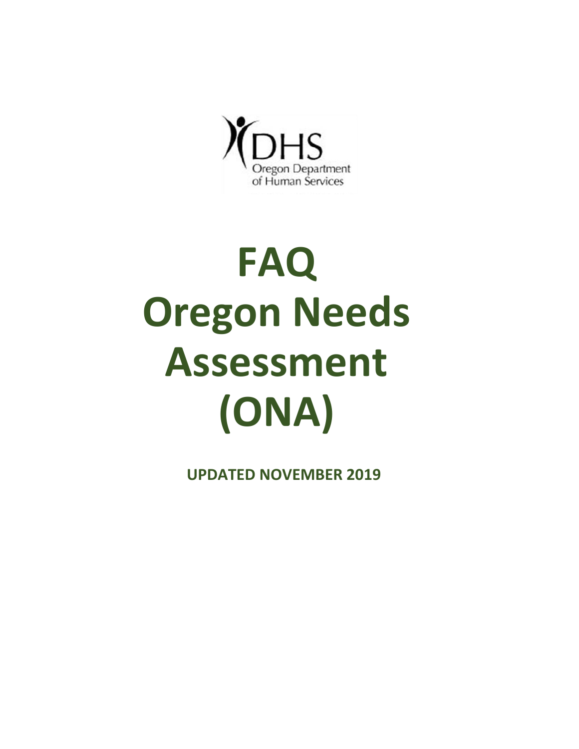DHS
Oregon Department of Human Services

# FAQ Oregon Needs Assessment (ONA)

**UPDATED NOVEMBER 2019**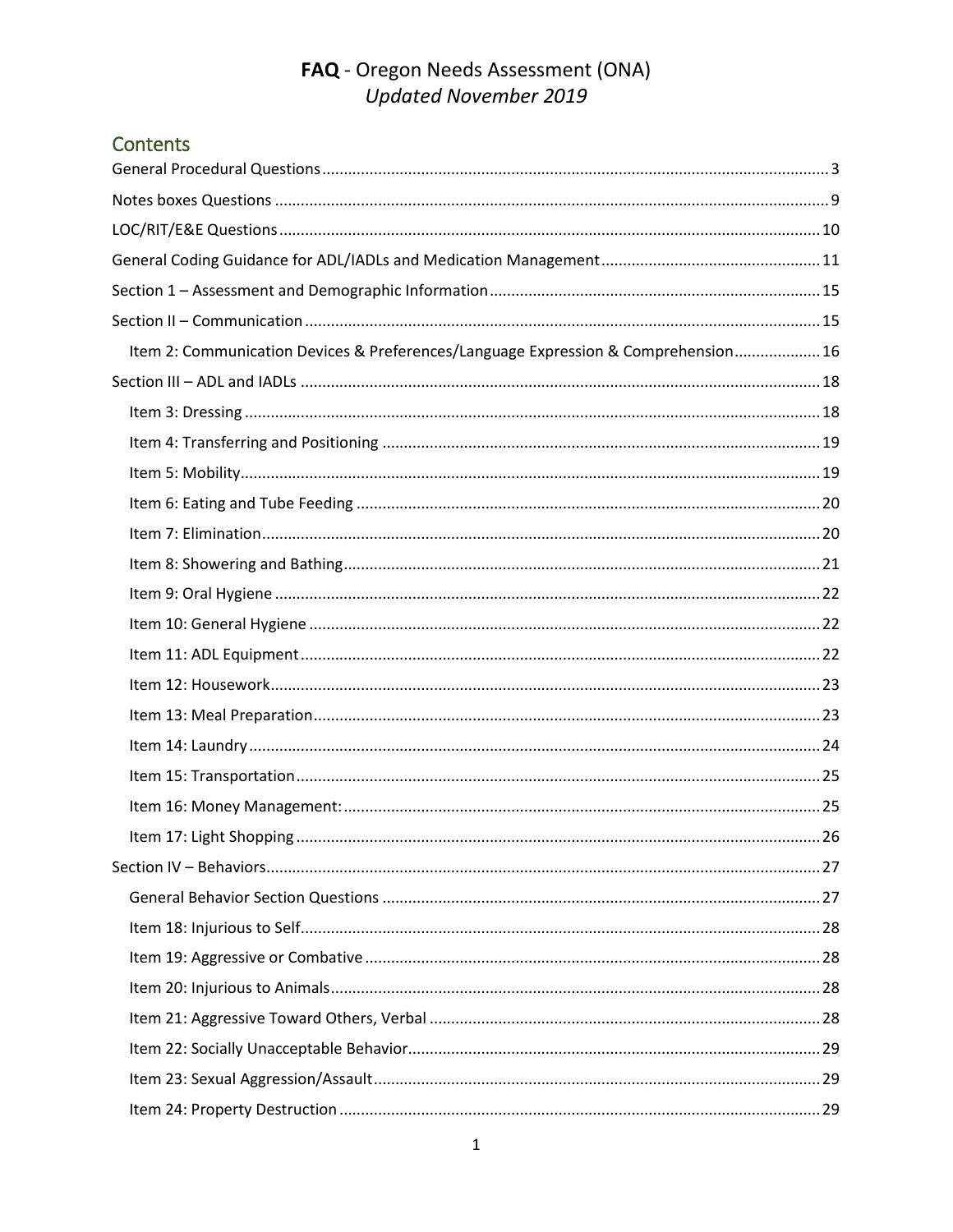# **FAQ** - Oregon Needs Assessment (ONA)
## *Updated November 2019*

## Contents

- General Procedural Questions ........ 3
- Notes boxes Questions ........ 9
- LOC/RIT/E&E Questions ........ 10
- General Coding Guidance for ADL/IADLs and Medication Management ........ 11
- Section 1 – Assessment and Demographic Information ........ 15
- Section II – Communication ........ 15
  - Item 2: Communication Devices & Preferences/Language Expression & Comprehension ........ 16
- Section III – ADL and IADLs ........ 18
  - Item 3: Dressing ........ 18
  - Item 4: Transferring and Positioning ........ 19
  - Item 5: Mobility ........ 19
  - Item 6: Eating and Tube Feeding ........ 20
  - Item 7: Elimination ........ 20
  - Item 8: Showering and Bathing ........ 21
  - Item 9: Oral Hygiene ........ 22
  - Item 10: General Hygiene ........ 22
  - Item 11: ADL Equipment ........ 22
  - Item 12: Housework ........ 23
  - Item 13: Meal Preparation ........ 23
  - Item 14: Laundry ........ 24
  - Item 15: Transportation ........ 25
  - Item 16: Money Management: ........ 25
  - Item 17: Light Shopping ........ 26
- Section IV – Behaviors ........ 27
  - General Behavior Section Questions ........ 27
  - Item 18: Injurious to Self ........ 28
  - Item 19: Aggressive or Combative ........ 28
  - Item 20: Injurious to Animals ........ 28
  - Item 21: Aggressive Toward Others, Verbal ........ 28
  - Item 22: Socially Unacceptable Behavior ........ 29
  - Item 23: Sexual Aggression/Assault ........ 29
  - Item 24: Property Destruction ........ 29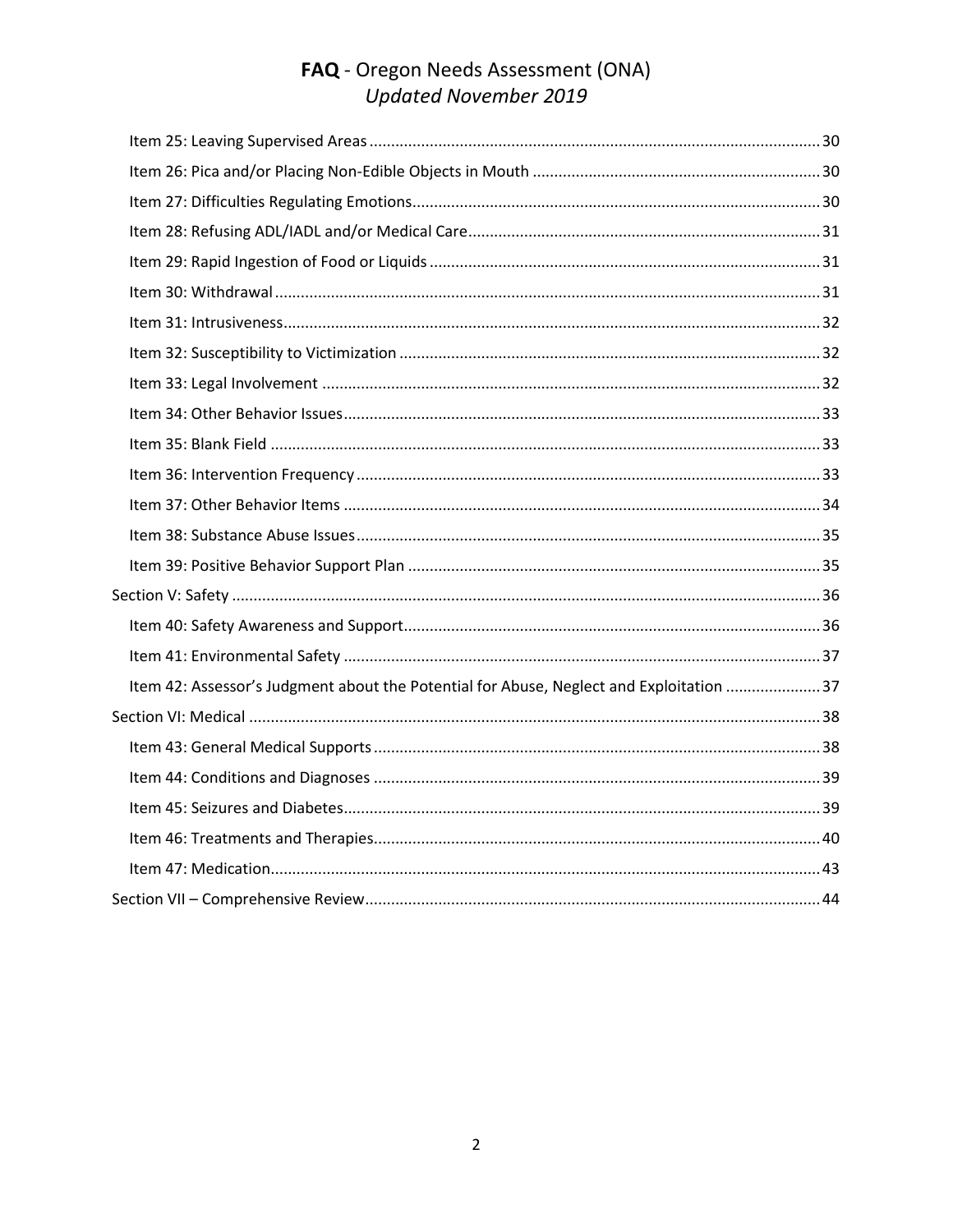Item 25: Leaving Supervised Areas ........ 30
Item 26: Pica and/or Placing Non-Edible Objects in Mouth ........ 30
Item 27: Difficulties Regulating Emotions ........ 30
Item 28: Refusing ADL/IADL and/or Medical Care ........ 31
Item 29: Rapid Ingestion of Food or Liquids ........ 31
Item 30: Withdrawal ........ 31
Item 31: Intrusiveness ........ 32
Item 32: Susceptibility to Victimization ........ 32
Item 33: Legal Involvement ........ 32
Item 34: Other Behavior Issues ........ 33
Item 35: Blank Field ........ 33
Item 36: Intervention Frequency ........ 33
Item 37: Other Behavior Items ........ 34
Item 38: Substance Abuse Issues ........ 35
Item 39: Positive Behavior Support Plan ........ 35

Section V: Safety ........ 36

Item 40: Safety Awareness and Support ........ 36
Item 41: Environmental Safety ........ 37
Item 42: Assessor's Judgment about the Potential for Abuse, Neglect and Exploitation ........ 37

Section VI: Medical ........ 38

Item 43: General Medical Supports ........ 38
Item 44: Conditions and Diagnoses ........ 39
Item 45: Seizures and Diabetes ........ 39
Item 46: Treatments and Therapies ........ 40
Item 47: Medication ........ 43

Section VII – Comprehensive Review ........ 44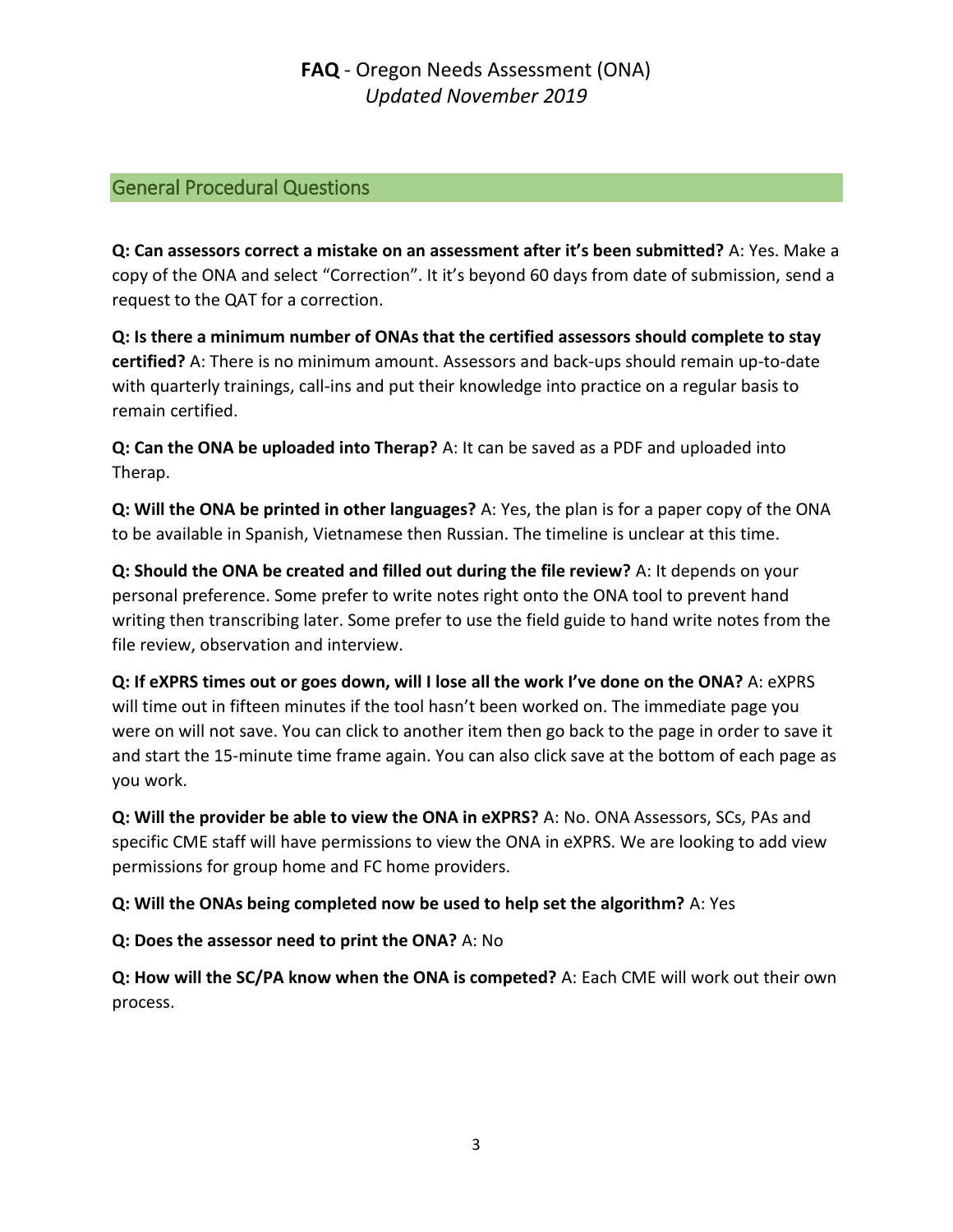# **FAQ** - Oregon Needs Assessment (ONA)
## *Updated November 2019*

## General Procedural Questions

**Q: Can assessors correct a mistake on an assessment after it's been submitted?** A: Yes. Make a copy of the ONA and select "Correction". It it's beyond 60 days from date of submission, send a request to the QAT for a correction.

**Q: Is there a minimum number of ONAs that the certified assessors should complete to stay certified?** A: There is no minimum amount. Assessors and back-ups should remain up-to-date with quarterly trainings, call-ins and put their knowledge into practice on a regular basis to remain certified.

**Q: Can the ONA be uploaded into Therap?** A: It can be saved as a PDF and uploaded into Therap.

**Q: Will the ONA be printed in other languages?** A: Yes, the plan is for a paper copy of the ONA to be available in Spanish, Vietnamese then Russian. The timeline is unclear at this time.

**Q: Should the ONA be created and filled out during the file review?** A: It depends on your personal preference. Some prefer to write notes right onto the ONA tool to prevent hand writing then transcribing later. Some prefer to use the field guide to hand write notes from the file review, observation and interview.

**Q: If eXPRS times out or goes down, will I lose all the work I've done on the ONA?** A: eXPRS will time out in fifteen minutes if the tool hasn't been worked on. The immediate page you were on will not save. You can click to another item then go back to the page in order to save it and start the 15-minute time frame again. You can also click save at the bottom of each page as you work.

**Q: Will the provider be able to view the ONA in eXPRS?** A: No. ONA Assessors, SCs, PAs and specific CME staff will have permissions to view the ONA in eXPRS. We are looking to add view permissions for group home and FC home providers.

**Q: Will the ONAs being completed now be used to help set the algorithm?** A: Yes

**Q: Does the assessor need to print the ONA?** A: No

**Q: How will the SC/PA know when the ONA is competed?** A: Each CME will work out their own process.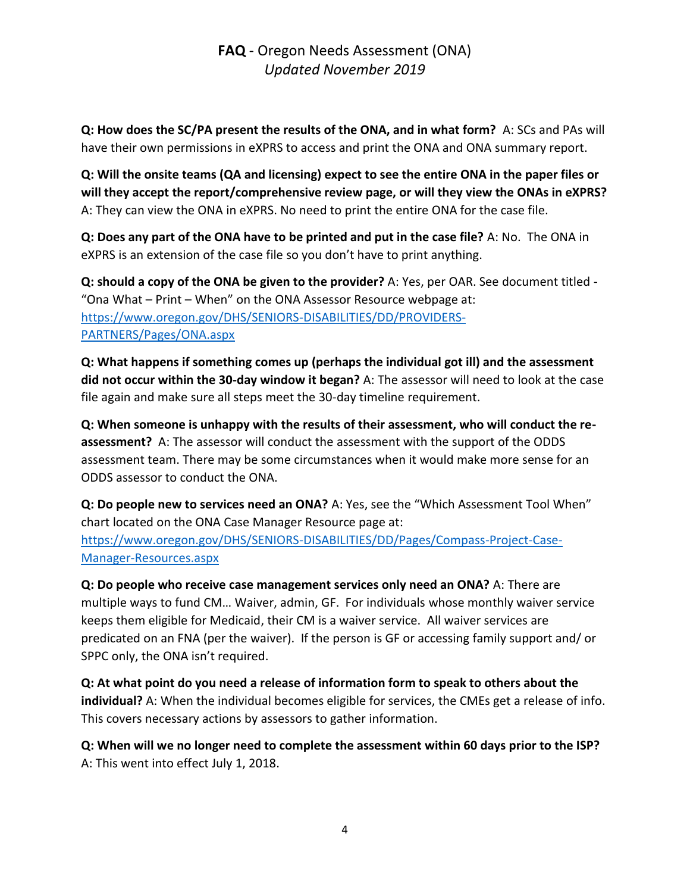**Q: How does the SC/PA present the results of the ONA, and in what form?** A: SCs and PAs will have their own permissions in eXPRS to access and print the ONA and ONA summary report.

**Q: Will the onsite teams (QA and licensing) expect to see the entire ONA in the paper files or will they accept the report/comprehensive review page, or will they view the ONAs in eXPRS?** A: They can view the ONA in eXPRS. No need to print the entire ONA for the case file.

**Q: Does any part of the ONA have to be printed and put in the case file?** A: No. The ONA in eXPRS is an extension of the case file so you don't have to print anything.

**Q: should a copy of the ONA be given to the provider?** A: Yes, per OAR. See document titled - "Ona What – Print – When" on the ONA Assessor Resource webpage at: [https://www.oregon.gov/DHS/SENIORS-DISABILITIES/DD/PROVIDERS-PARTNERS/Pages/ONA.aspx](https://www.oregon.gov/DHS/SENIORS-DISABILITIES/DD/PROVIDERS-PARTNERS/Pages/ONA.aspx)

**Q: What happens if something comes up (perhaps the individual got ill) and the assessment did not occur within the 30-day window it began?** A: The assessor will need to look at the case file again and make sure all steps meet the 30-day timeline requirement.

**Q: When someone is unhappy with the results of their assessment, who will conduct the re-assessment?** A: The assessor will conduct the assessment with the support of the ODDS assessment team. There may be some circumstances when it would make more sense for an ODDS assessor to conduct the ONA.

**Q: Do people new to services need an ONA?** A: Yes, see the "Which Assessment Tool When" chart located on the ONA Case Manager Resource page at: [https://www.oregon.gov/DHS/SENIORS-DISABILITIES/DD/Pages/Compass-Project-Case-Manager-Resources.aspx](https://www.oregon.gov/DHS/SENIORS-DISABILITIES/DD/Pages/Compass-Project-Case-Manager-Resources.aspx)

**Q: Do people who receive case management services only need an ONA?** A: There are multiple ways to fund CM… Waiver, admin, GF. For individuals whose monthly waiver service keeps them eligible for Medicaid, their CM is a waiver service. All waiver services are predicated on an FNA (per the waiver). If the person is GF or accessing family support and/ or SPPC only, the ONA isn't required.

**Q: At what point do you need a release of information form to speak to others about the individual?** A: When the individual becomes eligible for services, the CMEs get a release of info. This covers necessary actions by assessors to gather information.

**Q: When will we no longer need to complete the assessment within 60 days prior to the ISP?** A: This went into effect July 1, 2018.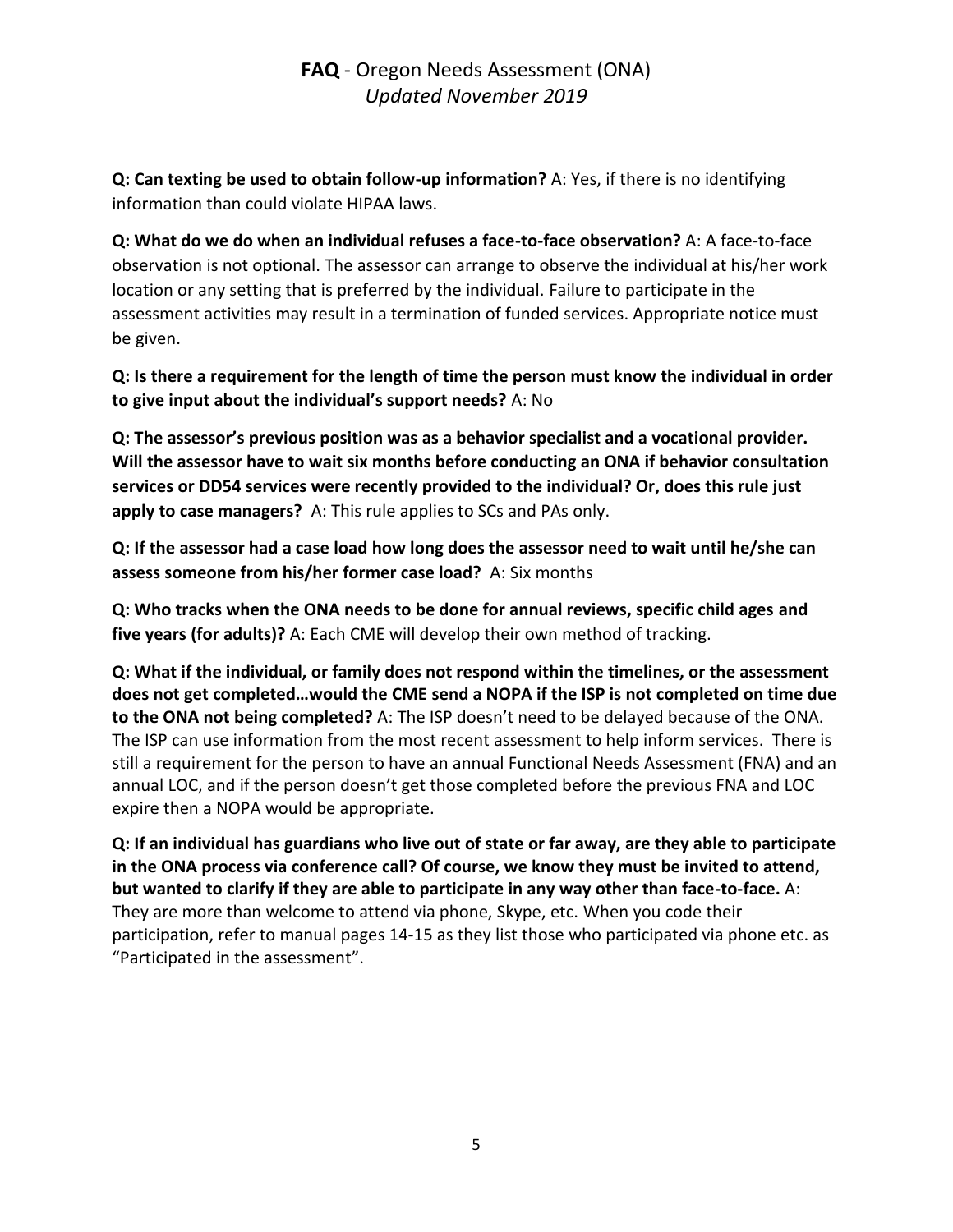**Q: Can texting be used to obtain follow-up information?** A: Yes, if there is no identifying information than could violate HIPAA laws.

**Q: What do we do when an individual refuses a face-to-face observation?** A: A face-to-face observation <u>is not optional</u>. The assessor can arrange to observe the individual at his/her work location or any setting that is preferred by the individual. Failure to participate in the assessment activities may result in a termination of funded services. Appropriate notice must be given.

**Q: Is there a requirement for the length of time the person must know the individual in order to give input about the individual's support needs?** A: No

**Q: The assessor's previous position was as a behavior specialist and a vocational provider. Will the assessor have to wait six months before conducting an ONA if behavior consultation services or DD54 services were recently provided to the individual? Or, does this rule just apply to case managers?** A: This rule applies to SCs and PAs only.

**Q: If the assessor had a case load how long does the assessor need to wait until he/she can assess someone from his/her former case load?** A: Six months

**Q: Who tracks when the ONA needs to be done for annual reviews, specific child ages and five years (for adults)?** A: Each CME will develop their own method of tracking.

**Q: What if the individual, or family does not respond within the timelines, or the assessment does not get completed…would the CME send a NOPA if the ISP is not completed on time due to the ONA not being completed?** A: The ISP doesn't need to be delayed because of the ONA. The ISP can use information from the most recent assessment to help inform services. There is still a requirement for the person to have an annual Functional Needs Assessment (FNA) and an annual LOC, and if the person doesn't get those completed before the previous FNA and LOC expire then a NOPA would be appropriate.

**Q: If an individual has guardians who live out of state or far away, are they able to participate in the ONA process via conference call? Of course, we know they must be invited to attend, but wanted to clarify if they are able to participate in any way other than face-to-face.** A: They are more than welcome to attend via phone, Skype, etc. When you code their participation, refer to manual pages 14-15 as they list those who participated via phone etc. as "Participated in the assessment".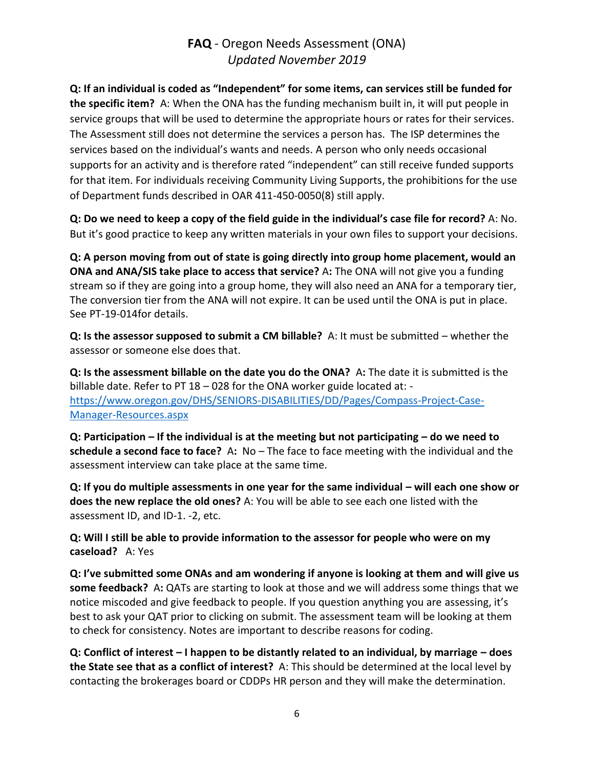# **FAQ** - Oregon Needs Assessment (ONA)

*Updated November 2019*

**Q: If an individual is coded as "Independent" for some items, can services still be funded for the specific item?** A: When the ONA has the funding mechanism built in, it will put people in service groups that will be used to determine the appropriate hours or rates for their services. The Assessment still does not determine the services a person has. The ISP determines the services based on the individual's wants and needs. A person who only needs occasional supports for an activity and is therefore rated "independent" can still receive funded supports for that item. For individuals receiving Community Living Supports, the prohibitions for the use of Department funds described in OAR 411-450-0050(8) still apply.

**Q: Do we need to keep a copy of the field guide in the individual's case file for record?** A: No. But it's good practice to keep any written materials in your own files to support your decisions.

**Q: A person moving from out of state is going directly into group home placement, would an ONA and ANA/SIS take place to access that service?** A**:** The ONA will not give you a funding stream so if they are going into a group home, they will also need an ANA for a temporary tier, The conversion tier from the ANA will not expire. It can be used until the ONA is put in place. See PT-19-014for details.

**Q: Is the assessor supposed to submit a CM billable?** A: It must be submitted – whether the assessor or someone else does that.

**Q: Is the assessment billable on the date you do the ONA?** A**:** The date it is submitted is the billable date. Refer to PT 18 – 028 for the ONA worker guide located at: - https://www.oregon.gov/DHS/SENIORS-DISABILITIES/DD/Pages/Compass-Project-Case-Manager-Resources.aspx

**Q: Participation – If the individual is at the meeting but not participating – do we need to schedule a second face to face?** A**:** No – The face to face meeting with the individual and the assessment interview can take place at the same time.

**Q: If you do multiple assessments in one year for the same individual – will each one show or does the new replace the old ones?** A: You will be able to see each one listed with the assessment ID, and ID-1. -2, etc.

**Q: Will I still be able to provide information to the assessor for people who were on my caseload?** A: Yes

**Q: I've submitted some ONAs and am wondering if anyone is looking at them and will give us some feedback?** A**:** QATs are starting to look at those and we will address some things that we notice miscoded and give feedback to people. If you question anything you are assessing, it's best to ask your QAT prior to clicking on submit. The assessment team will be looking at them to check for consistency. Notes are important to describe reasons for coding.

**Q: Conflict of interest – I happen to be distantly related to an individual, by marriage – does the State see that as a conflict of interest?** A: This should be determined at the local level by contacting the brokerages board or CDDPs HR person and they will make the determination.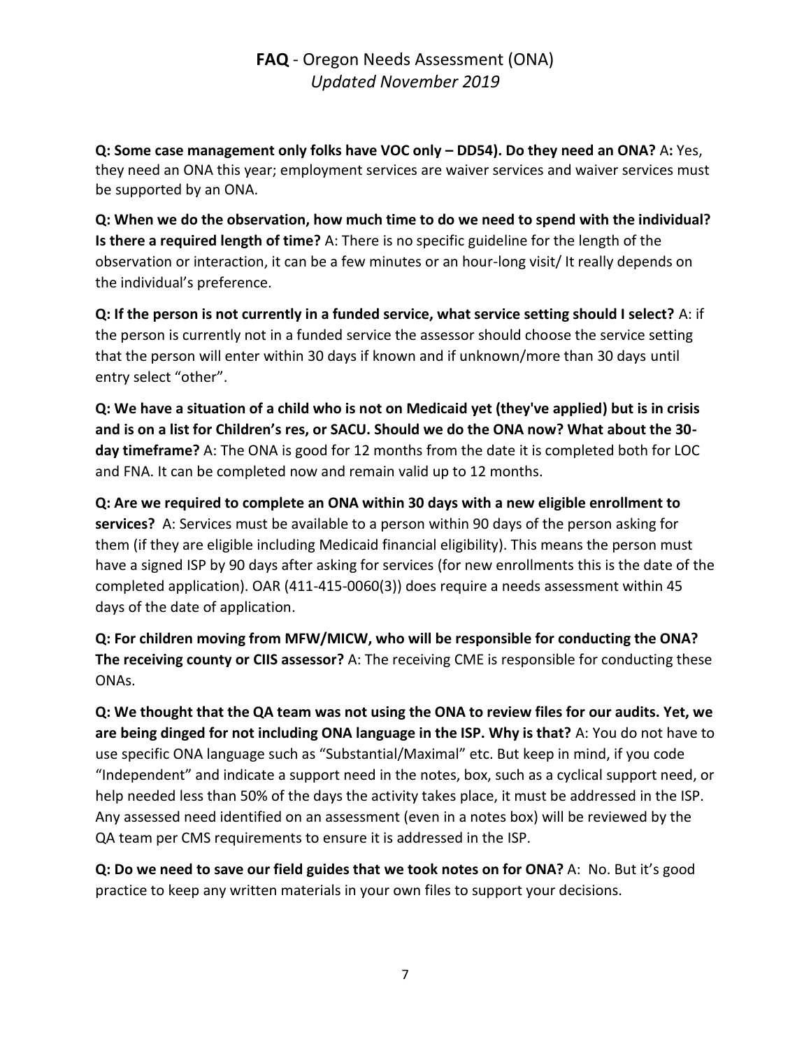**Q: Some case management only folks have VOC only – DD54). Do they need an ONA?** A**:** Yes, they need an ONA this year; employment services are waiver services and waiver services must be supported by an ONA.

**Q: When we do the observation, how much time to do we need to spend with the individual? Is there a required length of time?** A: There is no specific guideline for the length of the observation or interaction, it can be a few minutes or an hour-long visit/ It really depends on the individual's preference.

**Q: If the person is not currently in a funded service, what service setting should I select?** A: if the person is currently not in a funded service the assessor should choose the service setting that the person will enter within 30 days if known and if unknown/more than 30 days until entry select "other".

**Q: We have a situation of a child who is not on Medicaid yet (they've applied) but is in crisis and is on a list for Children's res, or SACU. Should we do the ONA now? What about the 30-day timeframe?** A: The ONA is good for 12 months from the date it is completed both for LOC and FNA. It can be completed now and remain valid up to 12 months.

**Q: Are we required to complete an ONA within 30 days with a new eligible enrollment to services?** A: Services must be available to a person within 90 days of the person asking for them (if they are eligible including Medicaid financial eligibility). This means the person must have a signed ISP by 90 days after asking for services (for new enrollments this is the date of the completed application). OAR (411-415-0060(3)) does require a needs assessment within 45 days of the date of application.

**Q: For children moving from MFW/MICW, who will be responsible for conducting the ONA? The receiving county or CIIS assessor?** A: The receiving CME is responsible for conducting these ONAs.

**Q: We thought that the QA team was not using the ONA to review files for our audits. Yet, we are being dinged for not including ONA language in the ISP. Why is that?** A: You do not have to use specific ONA language such as "Substantial/Maximal" etc. But keep in mind, if you code "Independent" and indicate a support need in the notes, box, such as a cyclical support need, or help needed less than 50% of the days the activity takes place, it must be addressed in the ISP. Any assessed need identified on an assessment (even in a notes box) will be reviewed by the QA team per CMS requirements to ensure it is addressed in the ISP.

**Q: Do we need to save our field guides that we took notes on for ONA?** A: No. But it's good practice to keep any written materials in your own files to support your decisions.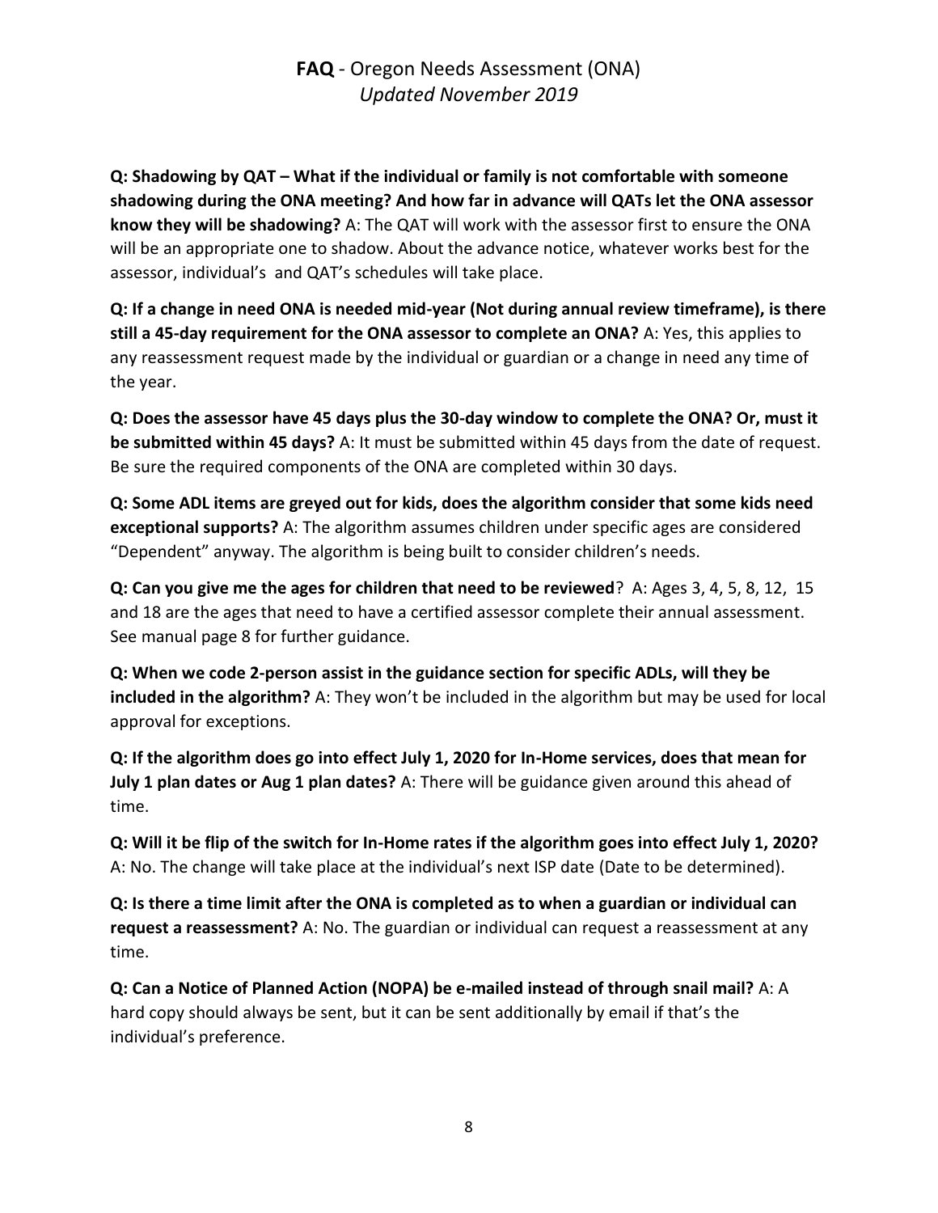# **FAQ** - Oregon Needs Assessment (ONA)
*Updated November 2019*

**Q: Shadowing by QAT – What if the individual or family is not comfortable with someone shadowing during the ONA meeting? And how far in advance will QATs let the ONA assessor know they will be shadowing?** A: The QAT will work with the assessor first to ensure the ONA will be an appropriate one to shadow. About the advance notice, whatever works best for the assessor, individual's and QAT's schedules will take place.

**Q: If a change in need ONA is needed mid-year (Not during annual review timeframe), is there still a 45-day requirement for the ONA assessor to complete an ONA?** A: Yes, this applies to any reassessment request made by the individual or guardian or a change in need any time of the year.

**Q: Does the assessor have 45 days plus the 30-day window to complete the ONA? Or, must it be submitted within 45 days?** A: It must be submitted within 45 days from the date of request. Be sure the required components of the ONA are completed within 30 days.

**Q: Some ADL items are greyed out for kids, does the algorithm consider that some kids need exceptional supports?** A: The algorithm assumes children under specific ages are considered "Dependent" anyway. The algorithm is being built to consider children's needs.

**Q: Can you give me the ages for children that need to be reviewed**? A: Ages 3, 4, 5, 8, 12, 15 and 18 are the ages that need to have a certified assessor complete their annual assessment. See manual page 8 for further guidance.

**Q: When we code 2-person assist in the guidance section for specific ADLs, will they be included in the algorithm?** A: They won't be included in the algorithm but may be used for local approval for exceptions.

**Q: If the algorithm does go into effect July 1, 2020 for In-Home services, does that mean for July 1 plan dates or Aug 1 plan dates?** A: There will be guidance given around this ahead of time.

**Q: Will it be flip of the switch for In-Home rates if the algorithm goes into effect July 1, 2020?** A: No. The change will take place at the individual's next ISP date (Date to be determined).

**Q: Is there a time limit after the ONA is completed as to when a guardian or individual can request a reassessment?** A: No. The guardian or individual can request a reassessment at any time.

**Q: Can a Notice of Planned Action (NOPA) be e-mailed instead of through snail mail?** A: A hard copy should always be sent, but it can be sent additionally by email if that's the individual's preference.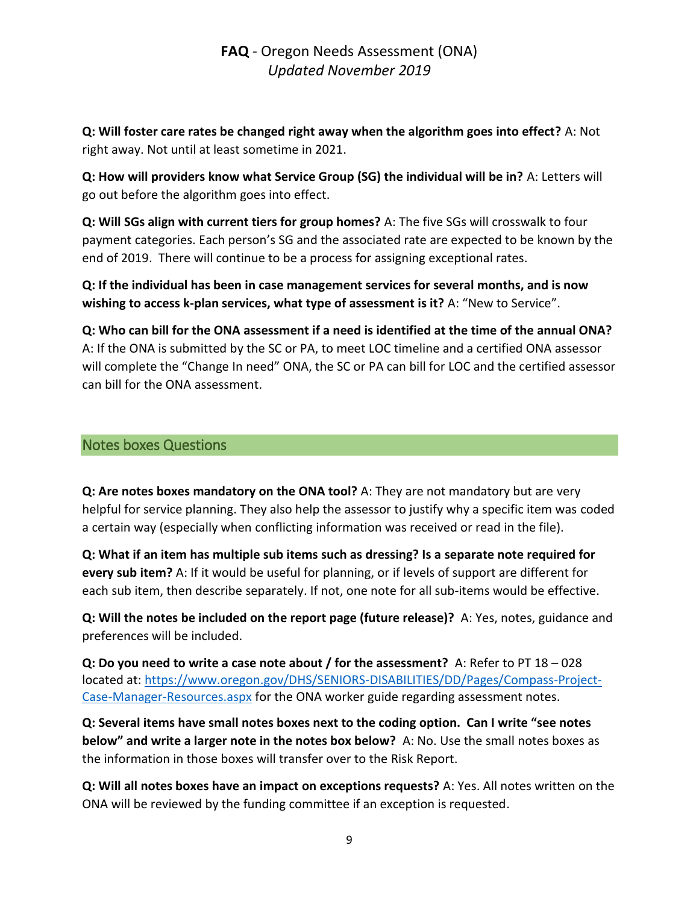**Q: Will foster care rates be changed right away when the algorithm goes into effect?** A: Not right away. Not until at least sometime in 2021.

**Q: How will providers know what Service Group (SG) the individual will be in?** A: Letters will go out before the algorithm goes into effect.

**Q: Will SGs align with current tiers for group homes?** A: The five SGs will crosswalk to four payment categories. Each person's SG and the associated rate are expected to be known by the end of 2019. There will continue to be a process for assigning exceptional rates.

**Q: If the individual has been in case management services for several months, and is now wishing to access k-plan services, what type of assessment is it?** A: "New to Service".

**Q: Who can bill for the ONA assessment if a need is identified at the time of the annual ONA?** A: If the ONA is submitted by the SC or PA, to meet LOC timeline and a certified ONA assessor will complete the "Change In need" ONA, the SC or PA can bill for LOC and the certified assessor can bill for the ONA assessment.

## Notes boxes Questions

**Q: Are notes boxes mandatory on the ONA tool?** A: They are not mandatory but are very helpful for service planning. They also help the assessor to justify why a specific item was coded a certain way (especially when conflicting information was received or read in the file).

**Q: What if an item has multiple sub items such as dressing? Is a separate note required for every sub item?** A: If it would be useful for planning, or if levels of support are different for each sub item, then describe separately. If not, one note for all sub-items would be effective.

**Q: Will the notes be included on the report page (future release)?** A: Yes, notes, guidance and preferences will be included.

**Q: Do you need to write a case note about / for the assessment?** A: Refer to PT 18 – 028 located at: [https://www.oregon.gov/DHS/SENIORS-DISABILITIES/DD/Pages/Compass-Project-Case-Manager-Resources.aspx](https://www.oregon.gov/DHS/SENIORS-DISABILITIES/DD/Pages/Compass-Project-Case-Manager-Resources.aspx) for the ONA worker guide regarding assessment notes.

**Q: Several items have small notes boxes next to the coding option. Can I write "see notes below" and write a larger note in the notes box below?** A: No. Use the small notes boxes as the information in those boxes will transfer over to the Risk Report.

**Q: Will all notes boxes have an impact on exceptions requests?** A: Yes. All notes written on the ONA will be reviewed by the funding committee if an exception is requested.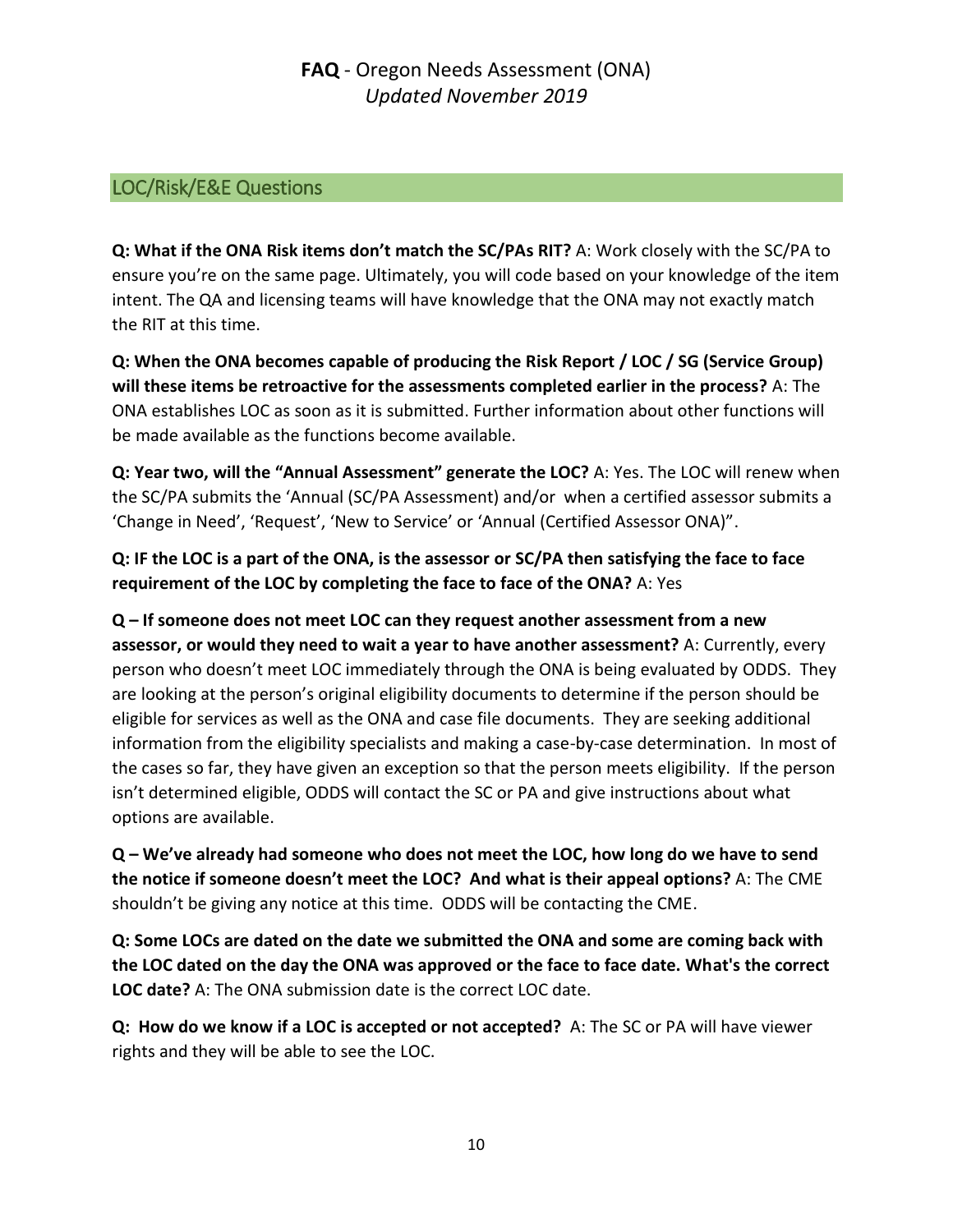## LOC/Risk/E&E Questions

**Q: What if the ONA Risk items don't match the SC/PAs RIT?** A: Work closely with the SC/PA to ensure you're on the same page. Ultimately, you will code based on your knowledge of the item intent. The QA and licensing teams will have knowledge that the ONA may not exactly match the RIT at this time.

**Q: When the ONA becomes capable of producing the Risk Report / LOC / SG (Service Group) will these items be retroactive for the assessments completed earlier in the process?** A: The ONA establishes LOC as soon as it is submitted. Further information about other functions will be made available as the functions become available.

**Q: Year two, will the "Annual Assessment" generate the LOC?** A: Yes. The LOC will renew when the SC/PA submits the 'Annual (SC/PA Assessment) and/or when a certified assessor submits a 'Change in Need', 'Request', 'New to Service' or 'Annual (Certified Assessor ONA)".

**Q: IF the LOC is a part of the ONA, is the assessor or SC/PA then satisfying the face to face requirement of the LOC by completing the face to face of the ONA?** A: Yes

**Q – If someone does not meet LOC can they request another assessment from a new assessor, or would they need to wait a year to have another assessment?** A: Currently, every person who doesn't meet LOC immediately through the ONA is being evaluated by ODDS. They are looking at the person's original eligibility documents to determine if the person should be eligible for services as well as the ONA and case file documents. They are seeking additional information from the eligibility specialists and making a case-by-case determination. In most of the cases so far, they have given an exception so that the person meets eligibility. If the person isn't determined eligible, ODDS will contact the SC or PA and give instructions about what options are available.

**Q – We've already had someone who does not meet the LOC, how long do we have to send the notice if someone doesn't meet the LOC? And what is their appeal options?** A: The CME shouldn't be giving any notice at this time. ODDS will be contacting the CME.

**Q: Some LOCs are dated on the date we submitted the ONA and some are coming back with the LOC dated on the day the ONA was approved or the face to face date. What's the correct LOC date?** A: The ONA submission date is the correct LOC date.

**Q: How do we know if a LOC is accepted or not accepted?** A: The SC or PA will have viewer rights and they will be able to see the LOC.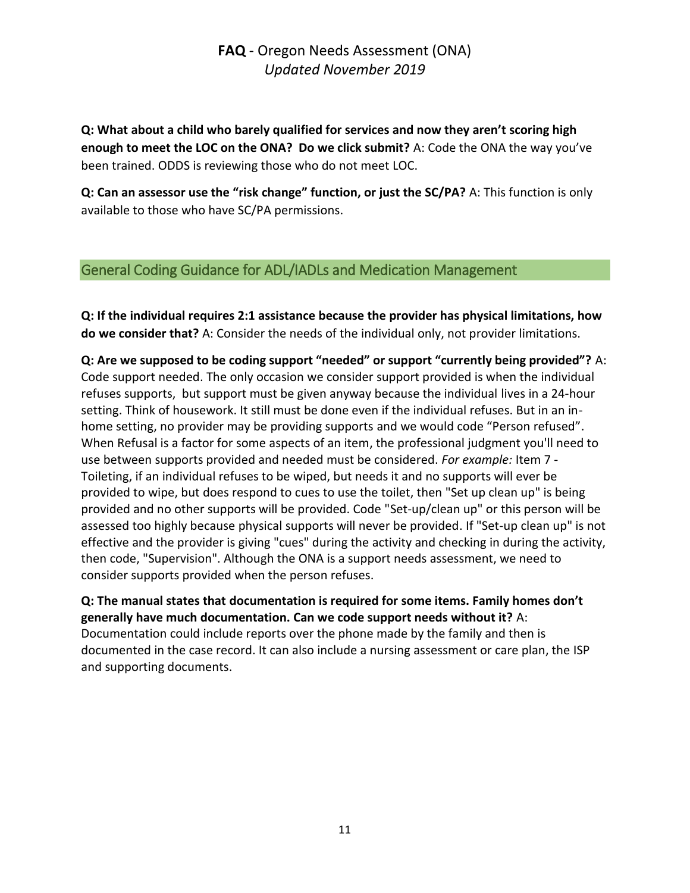**Q: What about a child who barely qualified for services and now they aren't scoring high enough to meet the LOC on the ONA? Do we click submit?** A: Code the ONA the way you've been trained. ODDS is reviewing those who do not meet LOC.

**Q: Can an assessor use the "risk change" function, or just the SC/PA?** A: This function is only available to those who have SC/PA permissions.

## General Coding Guidance for ADL/IADLs and Medication Management

**Q: If the individual requires 2:1 assistance because the provider has physical limitations, how do we consider that?** A: Consider the needs of the individual only, not provider limitations.

**Q: Are we supposed to be coding support "needed" or support "currently being provided"?** A: Code support needed. The only occasion we consider support provided is when the individual refuses supports, but support must be given anyway because the individual lives in a 24-hour setting. Think of housework. It still must be done even if the individual refuses. But in an in-home setting, no provider may be providing supports and we would code "Person refused". When Refusal is a factor for some aspects of an item, the professional judgment you'll need to use between supports provided and needed must be considered. *For example:* Item 7 - Toileting, if an individual refuses to be wiped, but needs it and no supports will ever be provided to wipe, but does respond to cues to use the toilet, then "Set up clean up" is being provided and no other supports will be provided. Code "Set-up/clean up" or this person will be assessed too highly because physical supports will never be provided. If "Set-up clean up" is not effective and the provider is giving "cues" during the activity and checking in during the activity, then code, "Supervision". Although the ONA is a support needs assessment, we need to consider supports provided when the person refuses.

**Q: The manual states that documentation is required for some items. Family homes don't generally have much documentation. Can we code support needs without it?** A: Documentation could include reports over the phone made by the family and then is documented in the case record. It can also include a nursing assessment or care plan, the ISP and supporting documents.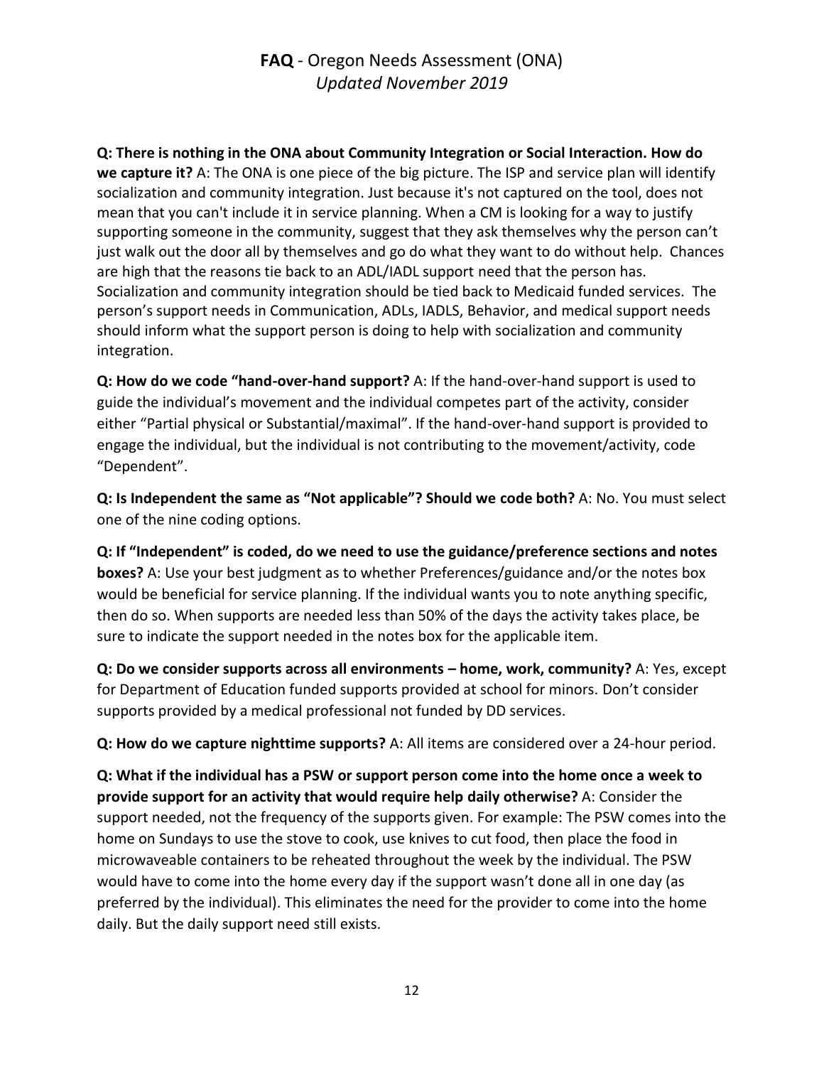**Q: There is nothing in the ONA about Community Integration or Social Interaction. How do we capture it?** A: The ONA is one piece of the big picture. The ISP and service plan will identify socialization and community integration. Just because it's not captured on the tool, does not mean that you can't include it in service planning. When a CM is looking for a way to justify supporting someone in the community, suggest that they ask themselves why the person can't just walk out the door all by themselves and go do what they want to do without help. Chances are high that the reasons tie back to an ADL/IADL support need that the person has. Socialization and community integration should be tied back to Medicaid funded services. The person's support needs in Communication, ADLs, IADLS, Behavior, and medical support needs should inform what the support person is doing to help with socialization and community integration.

**Q: How do we code "hand-over-hand support?** A: If the hand-over-hand support is used to guide the individual's movement and the individual competes part of the activity, consider either "Partial physical or Substantial/maximal". If the hand-over-hand support is provided to engage the individual, but the individual is not contributing to the movement/activity, code "Dependent".

**Q: Is Independent the same as "Not applicable"? Should we code both?** A: No. You must select one of the nine coding options.

**Q: If "Independent" is coded, do we need to use the guidance/preference sections and notes boxes?** A: Use your best judgment as to whether Preferences/guidance and/or the notes box would be beneficial for service planning. If the individual wants you to note anything specific, then do so. When supports are needed less than 50% of the days the activity takes place, be sure to indicate the support needed in the notes box for the applicable item.

**Q: Do we consider supports across all environments – home, work, community?** A: Yes, except for Department of Education funded supports provided at school for minors. Don't consider supports provided by a medical professional not funded by DD services.

**Q: How do we capture nighttime supports?** A: All items are considered over a 24-hour period.

**Q: What if the individual has a PSW or support person come into the home once a week to provide support for an activity that would require help daily otherwise?** A: Consider the support needed, not the frequency of the supports given. For example: The PSW comes into the home on Sundays to use the stove to cook, use knives to cut food, then place the food in microwaveable containers to be reheated throughout the week by the individual. The PSW would have to come into the home every day if the support wasn't done all in one day (as preferred by the individual). This eliminates the need for the provider to come into the home daily. But the daily support need still exists.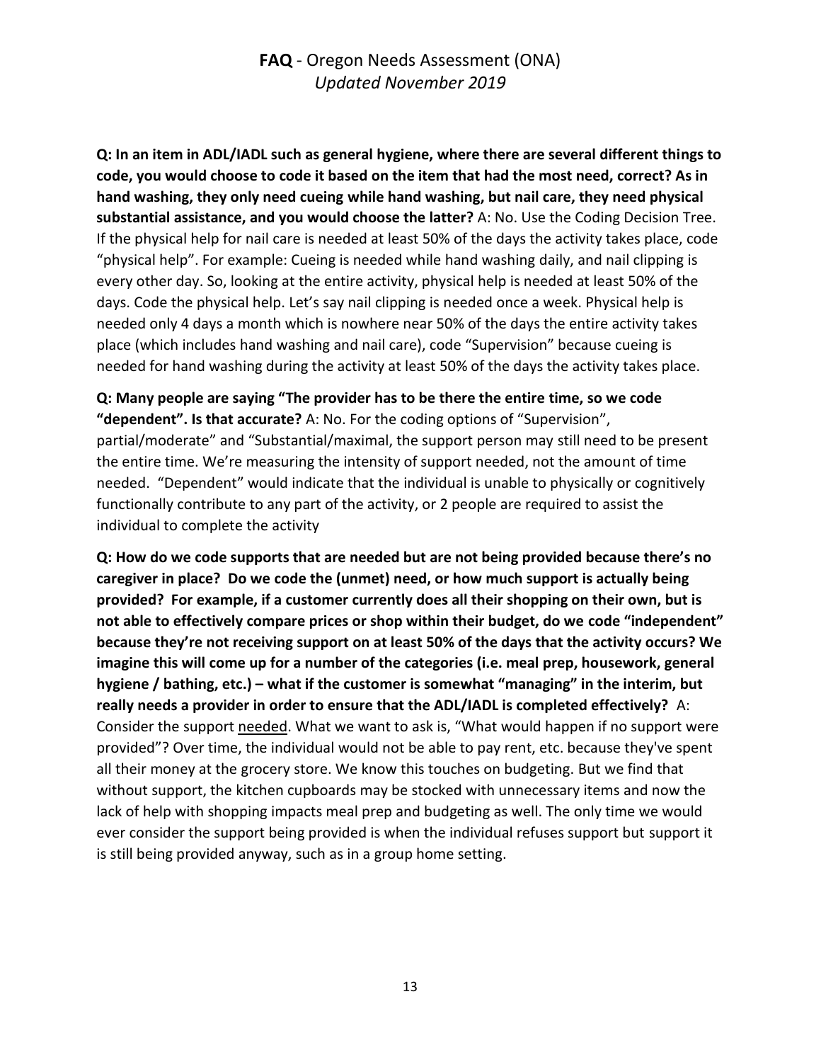**Q: In an item in ADL/IADL such as general hygiene, where there are several different things to code, you would choose to code it based on the item that had the most need, correct? As in hand washing, they only need cueing while hand washing, but nail care, they need physical substantial assistance, and you would choose the latter?** A: No. Use the Coding Decision Tree. If the physical help for nail care is needed at least 50% of the days the activity takes place, code "physical help". For example: Cueing is needed while hand washing daily, and nail clipping is every other day. So, looking at the entire activity, physical help is needed at least 50% of the days. Code the physical help. Let's say nail clipping is needed once a week. Physical help is needed only 4 days a month which is nowhere near 50% of the days the entire activity takes place (which includes hand washing and nail care), code "Supervision" because cueing is needed for hand washing during the activity at least 50% of the days the activity takes place.

**Q: Many people are saying "The provider has to be there the entire time, so we code "dependent". Is that accurate?** A: No. For the coding options of "Supervision", partial/moderate" and "Substantial/maximal, the support person may still need to be present the entire time. We're measuring the intensity of support needed, not the amount of time needed. "Dependent" would indicate that the individual is unable to physically or cognitively functionally contribute to any part of the activity, or 2 people are required to assist the individual to complete the activity

**Q: How do we code supports that are needed but are not being provided because there's no caregiver in place? Do we code the (unmet) need, or how much support is actually being provided? For example, if a customer currently does all their shopping on their own, but is not able to effectively compare prices or shop within their budget, do we code "independent" because they're not receiving support on at least 50% of the days that the activity occurs? We imagine this will come up for a number of the categories (i.e. meal prep, housework, general hygiene / bathing, etc.) – what if the customer is somewhat "managing" in the interim, but really needs a provider in order to ensure that the ADL/IADL is completed effectively?** A: Consider the support <u>needed</u>. What we want to ask is, "What would happen if no support were provided"? Over time, the individual would not be able to pay rent, etc. because they've spent all their money at the grocery store. We know this touches on budgeting. But we find that without support, the kitchen cupboards may be stocked with unnecessary items and now the lack of help with shopping impacts meal prep and budgeting as well. The only time we would ever consider the support being provided is when the individual refuses support but support it is still being provided anyway, such as in a group home setting.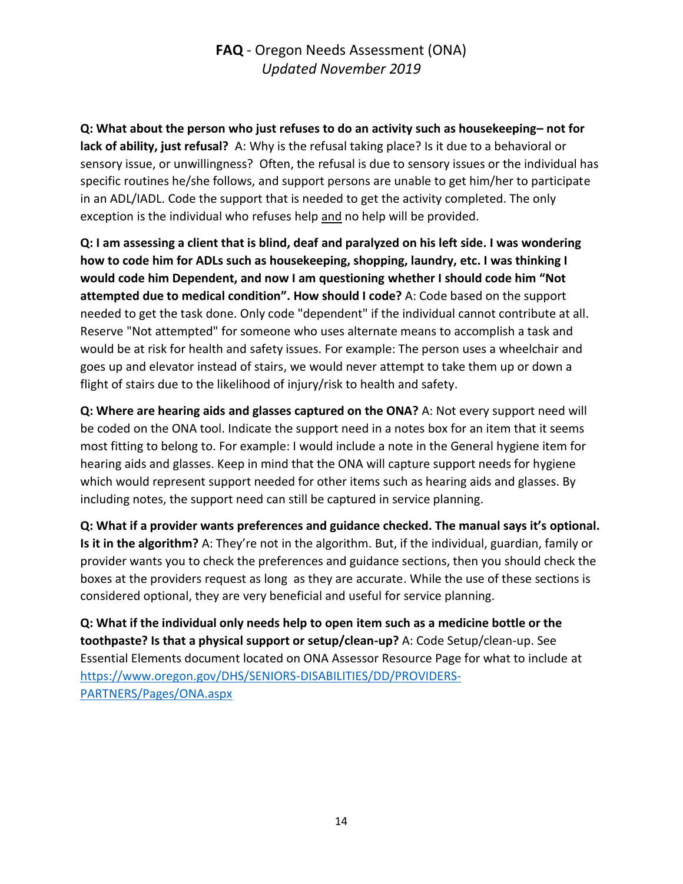**Q: What about the person who just refuses to do an activity such as housekeeping– not for lack of ability, just refusal?** A: Why is the refusal taking place? Is it due to a behavioral or sensory issue, or unwillingness? Often, the refusal is due to sensory issues or the individual has specific routines he/she follows, and support persons are unable to get him/her to participate in an ADL/IADL. Code the support that is needed to get the activity completed. The only exception is the individual who refuses help <u>and</u> no help will be provided.

**Q: I am assessing a client that is blind, deaf and paralyzed on his left side. I was wondering how to code him for ADLs such as housekeeping, shopping, laundry, etc. I was thinking I would code him Dependent, and now I am questioning whether I should code him "Not attempted due to medical condition". How should I code?** A: Code based on the support needed to get the task done. Only code "dependent" if the individual cannot contribute at all. Reserve "Not attempted" for someone who uses alternate means to accomplish a task and would be at risk for health and safety issues. For example: The person uses a wheelchair and goes up and elevator instead of stairs, we would never attempt to take them up or down a flight of stairs due to the likelihood of injury/risk to health and safety.

**Q: Where are hearing aids and glasses captured on the ONA?** A: Not every support need will be coded on the ONA tool. Indicate the support need in a notes box for an item that it seems most fitting to belong to. For example: I would include a note in the General hygiene item for hearing aids and glasses. Keep in mind that the ONA will capture support needs for hygiene which would represent support needed for other items such as hearing aids and glasses. By including notes, the support need can still be captured in service planning.

**Q: What if a provider wants preferences and guidance checked. The manual says it's optional. Is it in the algorithm?** A: They're not in the algorithm. But, if the individual, guardian, family or provider wants you to check the preferences and guidance sections, then you should check the boxes at the providers request as long as they are accurate. While the use of these sections is considered optional, they are very beneficial and useful for service planning.

**Q: What if the individual only needs help to open item such as a medicine bottle or the toothpaste? Is that a physical support or setup/clean-up?** A: Code Setup/clean-up. See Essential Elements document located on ONA Assessor Resource Page for what to include at [https://www.oregon.gov/DHS/SENIORS-DISABILITIES/DD/PROVIDERS-PARTNERS/Pages/ONA.aspx](https://www.oregon.gov/DHS/SENIORS-DISABILITIES/DD/PROVIDERS-PARTNERS/Pages/ONA.aspx)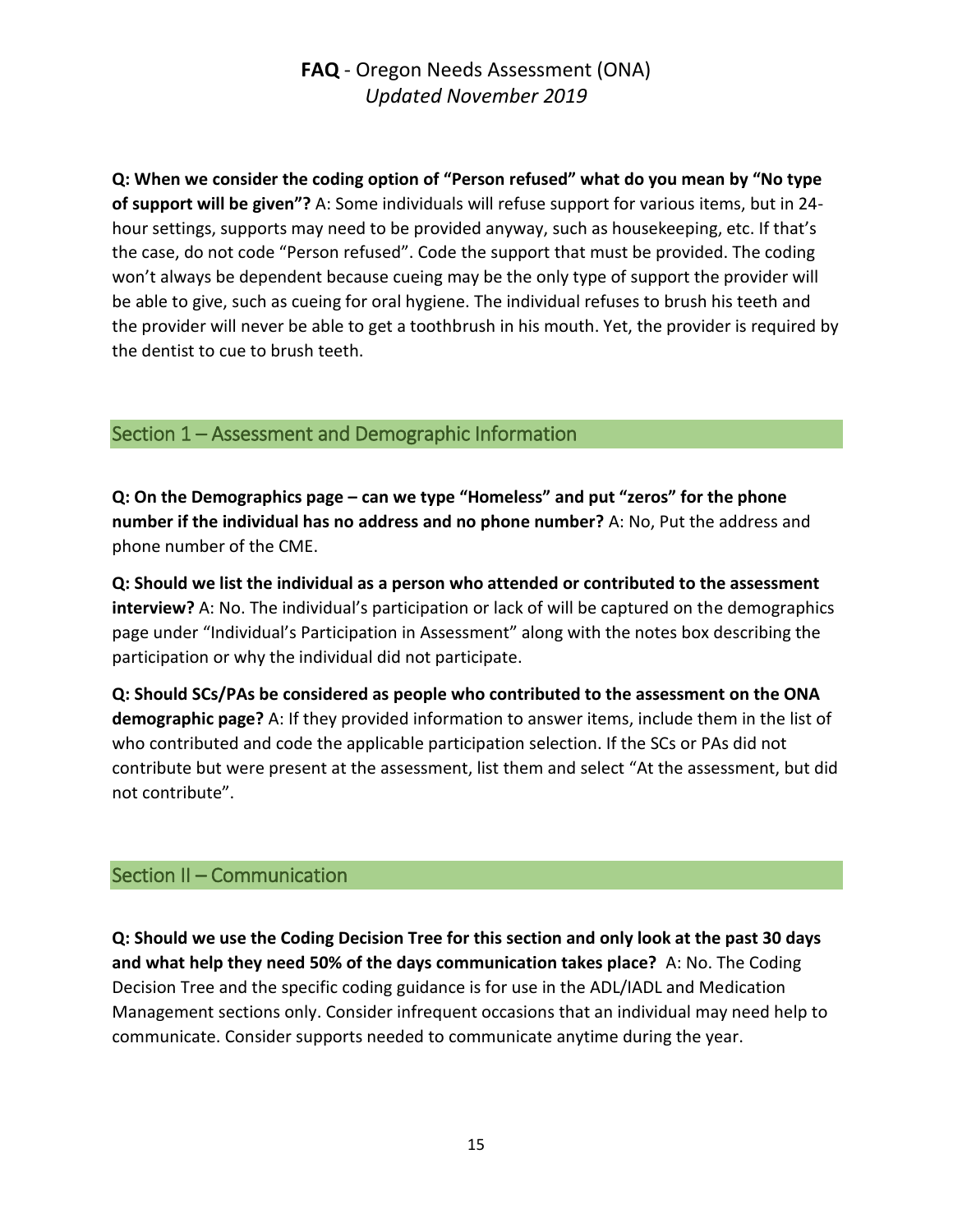**Q: When we consider the coding option of "Person refused" what do you mean by "No type of support will be given"?** A: Some individuals will refuse support for various items, but in 24-hour settings, supports may need to be provided anyway, such as housekeeping, etc. If that's the case, do not code "Person refused". Code the support that must be provided. The coding won't always be dependent because cueing may be the only type of support the provider will be able to give, such as cueing for oral hygiene. The individual refuses to brush his teeth and the provider will never be able to get a toothbrush in his mouth. Yet, the provider is required by the dentist to cue to brush teeth.

## Section 1 – Assessment and Demographic Information

**Q: On the Demographics page – can we type "Homeless" and put "zeros" for the phone number if the individual has no address and no phone number?** A: No, Put the address and phone number of the CME.

**Q: Should we list the individual as a person who attended or contributed to the assessment interview?** A: No. The individual's participation or lack of will be captured on the demographics page under "Individual's Participation in Assessment" along with the notes box describing the participation or why the individual did not participate.

**Q: Should SCs/PAs be considered as people who contributed to the assessment on the ONA demographic page?** A: If they provided information to answer items, include them in the list of who contributed and code the applicable participation selection. If the SCs or PAs did not contribute but were present at the assessment, list them and select "At the assessment, but did not contribute".

## Section II – Communication

**Q: Should we use the Coding Decision Tree for this section and only look at the past 30 days and what help they need 50% of the days communication takes place?** A: No. The Coding Decision Tree and the specific coding guidance is for use in the ADL/IADL and Medication Management sections only. Consider infrequent occasions that an individual may need help to communicate. Consider supports needed to communicate anytime during the year.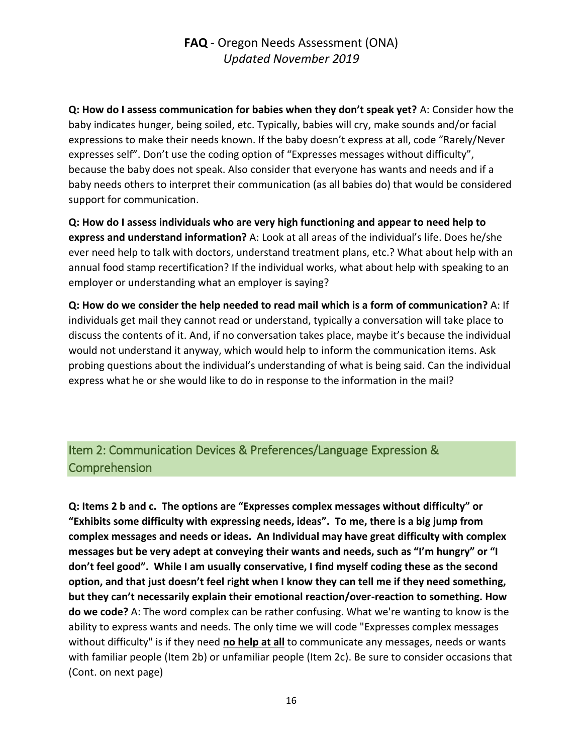**Q: How do I assess communication for babies when they don't speak yet?** A: Consider how the baby indicates hunger, being soiled, etc. Typically, babies will cry, make sounds and/or facial expressions to make their needs known. If the baby doesn't express at all, code "Rarely/Never expresses self". Don't use the coding option of "Expresses messages without difficulty", because the baby does not speak. Also consider that everyone has wants and needs and if a baby needs others to interpret their communication (as all babies do) that would be considered support for communication.

**Q: How do I assess individuals who are very high functioning and appear to need help to express and understand information?** A: Look at all areas of the individual's life. Does he/she ever need help to talk with doctors, understand treatment plans, etc.? What about help with an annual food stamp recertification? If the individual works, what about help with speaking to an employer or understanding what an employer is saying?

**Q: How do we consider the help needed to read mail which is a form of communication?** A: If individuals get mail they cannot read or understand, typically a conversation will take place to discuss the contents of it. And, if no conversation takes place, maybe it's because the individual would not understand it anyway, which would help to inform the communication items. Ask probing questions about the individual's understanding of what is being said. Can the individual express what he or she would like to do in response to the information in the mail?

## Item 2: Communication Devices & Preferences/Language Expression & Comprehension

**Q: Items 2 b and c. The options are "Expresses complex messages without difficulty" or "Exhibits some difficulty with expressing needs, ideas". To me, there is a big jump from complex messages and needs or ideas. An Individual may have great difficulty with complex messages but be very adept at conveying their wants and needs, such as "I'm hungry" or "I don't feel good". While I am usually conservative, I find myself coding these as the second option, and that just doesn't feel right when I know they can tell me if they need something, but they can't necessarily explain their emotional reaction/over-reaction to something. How do we code?** A: The word complex can be rather confusing. What we're wanting to know is the ability to express wants and needs. The only time we will code "Expresses complex messages without difficulty" is if they need **no help at all** to communicate any messages, needs or wants with familiar people (Item 2b) or unfamiliar people (Item 2c). Be sure to consider occasions that (Cont. on next page)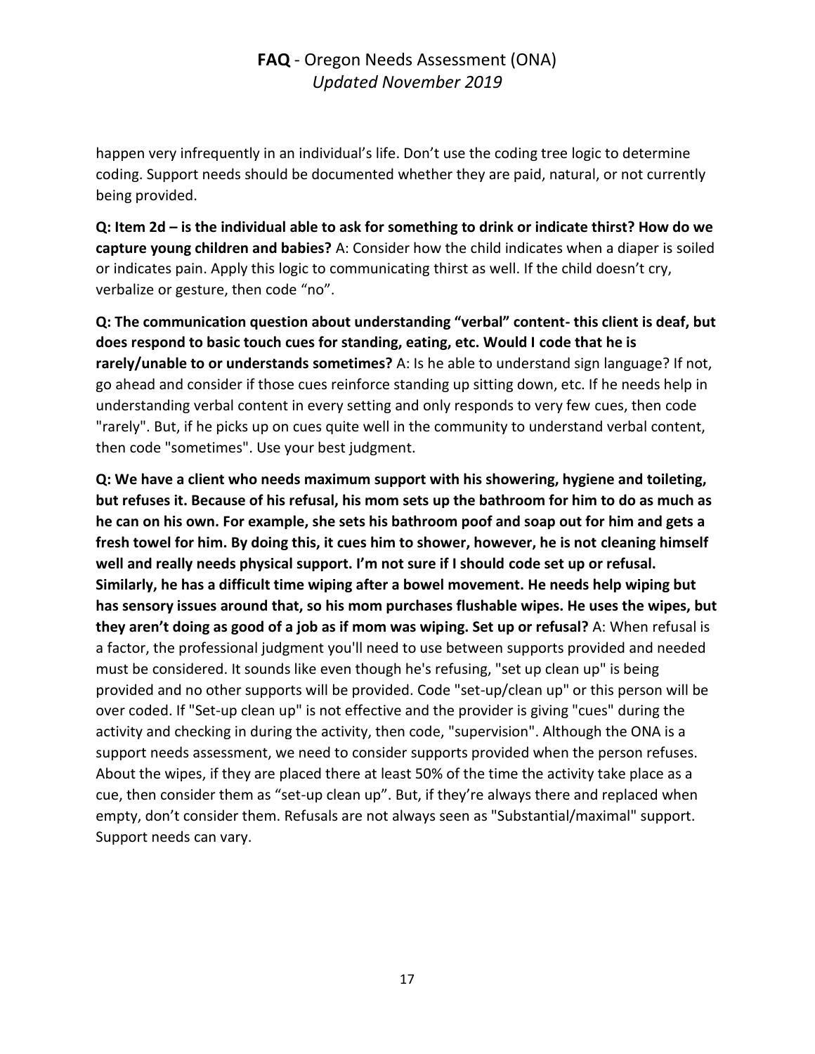happen very infrequently in an individual's life. Don't use the coding tree logic to determine coding. Support needs should be documented whether they are paid, natural, or not currently being provided.

**Q: Item 2d – is the individual able to ask for something to drink or indicate thirst? How do we capture young children and babies?** A: Consider how the child indicates when a diaper is soiled or indicates pain. Apply this logic to communicating thirst as well. If the child doesn't cry, verbalize or gesture, then code "no".

**Q: The communication question about understanding "verbal" content- this client is deaf, but does respond to basic touch cues for standing, eating, etc. Would I code that he is rarely/unable to or understands sometimes?** A: Is he able to understand sign language? If not, go ahead and consider if those cues reinforce standing up sitting down, etc. If he needs help in understanding verbal content in every setting and only responds to very few cues, then code "rarely". But, if he picks up on cues quite well in the community to understand verbal content, then code "sometimes". Use your best judgment.

**Q: We have a client who needs maximum support with his showering, hygiene and toileting, but refuses it. Because of his refusal, his mom sets up the bathroom for him to do as much as he can on his own. For example, she sets his bathroom poof and soap out for him and gets a fresh towel for him. By doing this, it cues him to shower, however, he is not cleaning himself well and really needs physical support. I'm not sure if I should code set up or refusal. Similarly, he has a difficult time wiping after a bowel movement. He needs help wiping but has sensory issues around that, so his mom purchases flushable wipes. He uses the wipes, but they aren't doing as good of a job as if mom was wiping. Set up or refusal?** A: When refusal is a factor, the professional judgment you'll need to use between supports provided and needed must be considered. It sounds like even though he's refusing, "set up clean up" is being provided and no other supports will be provided. Code "set-up/clean up" or this person will be over coded. If "Set-up clean up" is not effective and the provider is giving "cues" during the activity and checking in during the activity, then code, "supervision". Although the ONA is a support needs assessment, we need to consider supports provided when the person refuses. About the wipes, if they are placed there at least 50% of the time the activity take place as a cue, then consider them as "set-up clean up". But, if they're always there and replaced when empty, don't consider them. Refusals are not always seen as "Substantial/maximal" support. Support needs can vary.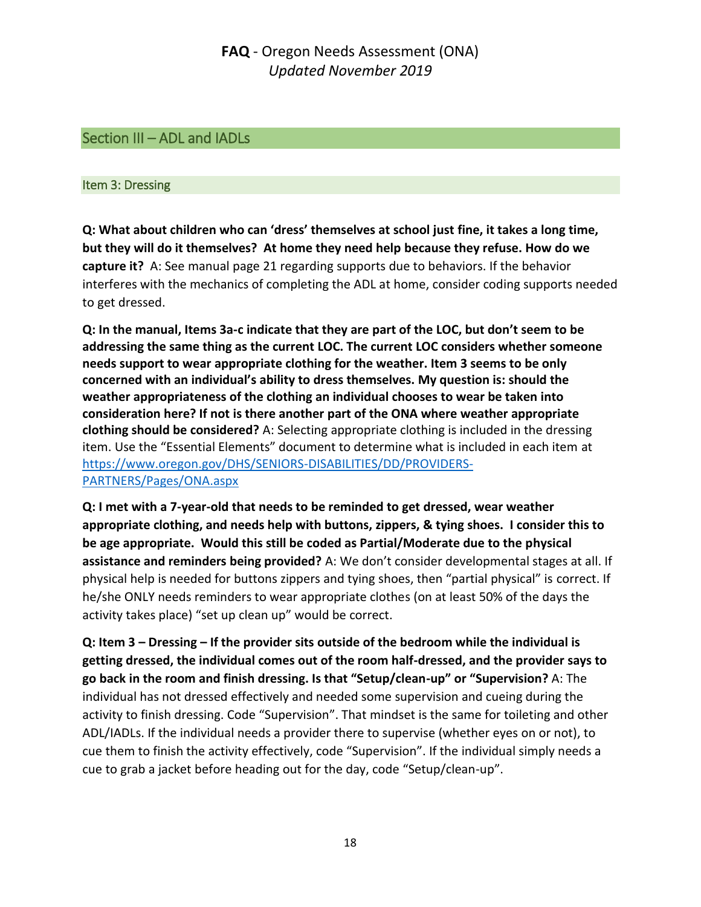# **FAQ** - Oregon Needs Assessment (ONA)
*Updated November 2019*

## Section III – ADL and IADLs

### Item 3: Dressing

**Q: What about children who can 'dress' themselves at school just fine, it takes a long time, but they will do it themselves? At home they need help because they refuse. How do we capture it?** A: See manual page 21 regarding supports due to behaviors. If the behavior interferes with the mechanics of completing the ADL at home, consider coding supports needed to get dressed.

**Q: In the manual, Items 3a-c indicate that they are part of the LOC, but don't seem to be addressing the same thing as the current LOC. The current LOC considers whether someone needs support to wear appropriate clothing for the weather. Item 3 seems to be only concerned with an individual's ability to dress themselves. My question is: should the weather appropriateness of the clothing an individual chooses to wear be taken into consideration here? If not is there another part of the ONA where weather appropriate clothing should be considered?** A: Selecting appropriate clothing is included in the dressing item. Use the "Essential Elements" document to determine what is included in each item at [https://www.oregon.gov/DHS/SENIORS-DISABILITIES/DD/PROVIDERS-PARTNERS/Pages/ONA.aspx](https://www.oregon.gov/DHS/SENIORS-DISABILITIES/DD/PROVIDERS-PARTNERS/Pages/ONA.aspx)

**Q: I met with a 7-year-old that needs to be reminded to get dressed, wear weather appropriate clothing, and needs help with buttons, zippers, & tying shoes. I consider this to be age appropriate. Would this still be coded as Partial/Moderate due to the physical assistance and reminders being provided?** A: We don't consider developmental stages at all. If physical help is needed for buttons zippers and tying shoes, then "partial physical" is correct. If he/she ONLY needs reminders to wear appropriate clothes (on at least 50% of the days the activity takes place) "set up clean up" would be correct.

**Q: Item 3 – Dressing – If the provider sits outside of the bedroom while the individual is getting dressed, the individual comes out of the room half-dressed, and the provider says to go back in the room and finish dressing. Is that "Setup/clean-up" or "Supervision?** A: The individual has not dressed effectively and needed some supervision and cueing during the activity to finish dressing. Code "Supervision". That mindset is the same for toileting and other ADL/IADLs. If the individual needs a provider there to supervise (whether eyes on or not), to cue them to finish the activity effectively, code "Supervision". If the individual simply needs a cue to grab a jacket before heading out for the day, code "Setup/clean-up".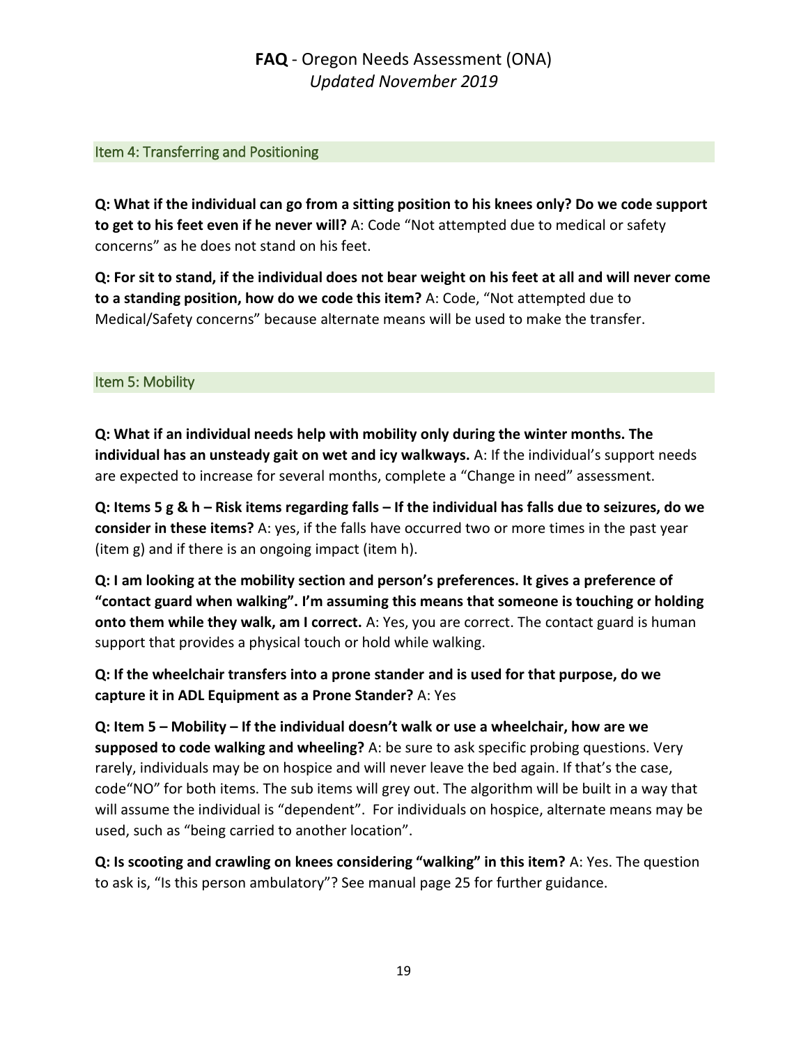## Item 4: Transferring and Positioning

**Q: What if the individual can go from a sitting position to his knees only? Do we code support to get to his feet even if he never will?** A: Code “Not attempted due to medical or safety concerns” as he does not stand on his feet.

**Q: For sit to stand, if the individual does not bear weight on his feet at all and will never come to a standing position, how do we code this item?** A: Code, “Not attempted due to Medical/Safety concerns” because alternate means will be used to make the transfer.

## Item 5: Mobility

**Q: What if an individual needs help with mobility only during the winter months. The individual has an unsteady gait on wet and icy walkways.** A: If the individual’s support needs are expected to increase for several months, complete a “Change in need” assessment.

**Q: Items 5 g & h – Risk items regarding falls – If the individual has falls due to seizures, do we consider in these items?** A: yes, if the falls have occurred two or more times in the past year (item g) and if there is an ongoing impact (item h).

**Q: I am looking at the mobility section and person’s preferences. It gives a preference of “contact guard when walking”. I’m assuming this means that someone is touching or holding onto them while they walk, am I correct.** A: Yes, you are correct. The contact guard is human support that provides a physical touch or hold while walking.

**Q: If the wheelchair transfers into a prone stander and is used for that purpose, do we capture it in ADL Equipment as a Prone Stander?** A: Yes

**Q: Item 5 – Mobility – If the individual doesn’t walk or use a wheelchair, how are we supposed to code walking and wheeling?** A: be sure to ask specific probing questions. Very rarely, individuals may be on hospice and will never leave the bed again. If that’s the case, code“NO” for both items. The sub items will grey out. The algorithm will be built in a way that will assume the individual is “dependent”. For individuals on hospice, alternate means may be used, such as “being carried to another location”.

**Q: Is scooting and crawling on knees considering “walking” in this item?** A: Yes. The question to ask is, “Is this person ambulatory”? See manual page 25 for further guidance.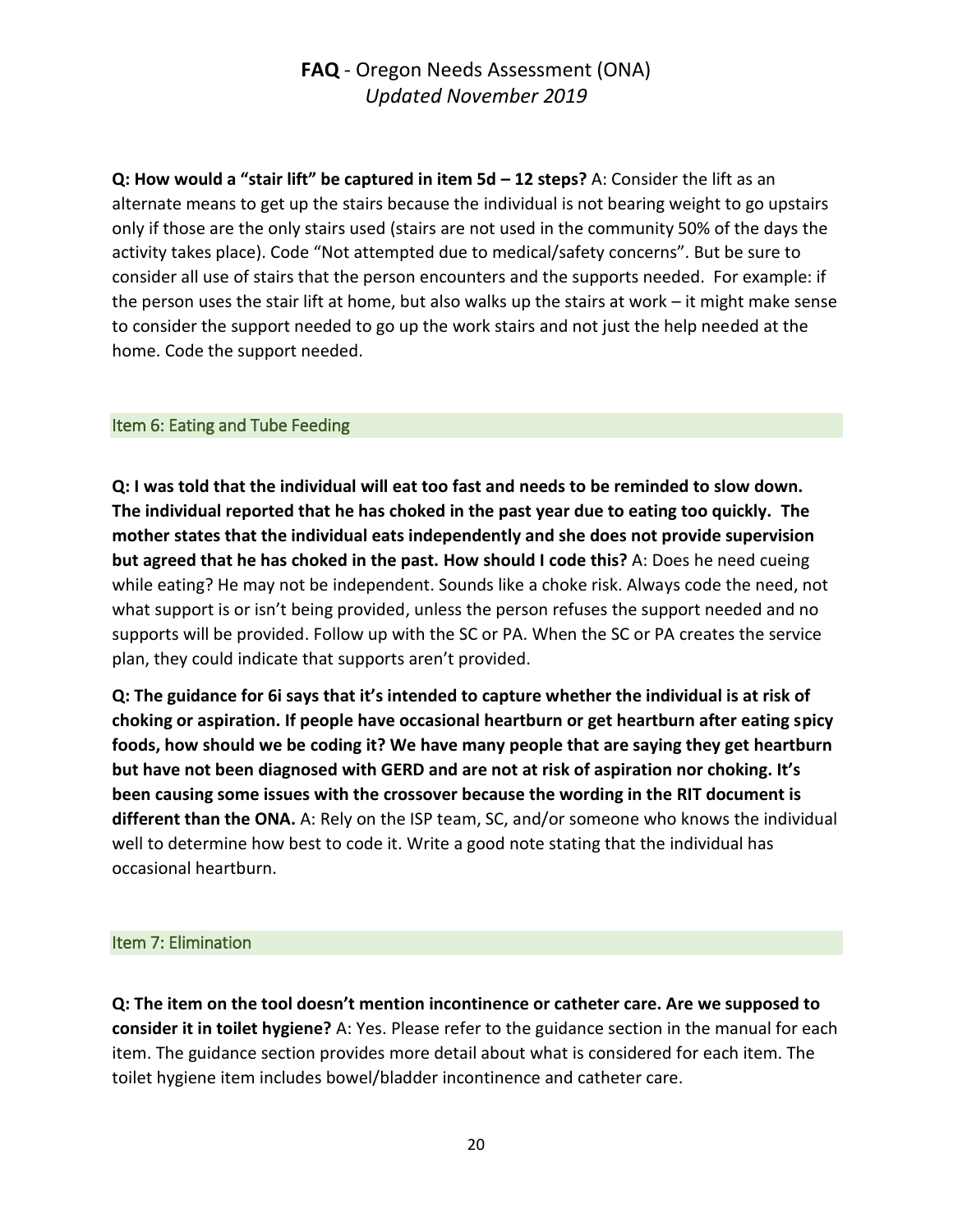**Q: How would a "stair lift" be captured in item 5d – 12 steps?** A: Consider the lift as an alternate means to get up the stairs because the individual is not bearing weight to go upstairs only if those are the only stairs used (stairs are not used in the community 50% of the days the activity takes place). Code "Not attempted due to medical/safety concerns". But be sure to consider all use of stairs that the person encounters and the supports needed. For example: if the person uses the stair lift at home, but also walks up the stairs at work – it might make sense to consider the support needed to go up the work stairs and not just the help needed at the home. Code the support needed.

## Item 6: Eating and Tube Feeding

**Q: I was told that the individual will eat too fast and needs to be reminded to slow down. The individual reported that he has choked in the past year due to eating too quickly. The mother states that the individual eats independently and she does not provide supervision but agreed that he has choked in the past. How should I code this?** A: Does he need cueing while eating? He may not be independent. Sounds like a choke risk. Always code the need, not what support is or isn't being provided, unless the person refuses the support needed and no supports will be provided. Follow up with the SC or PA. When the SC or PA creates the service plan, they could indicate that supports aren't provided.

**Q: The guidance for 6i says that it's intended to capture whether the individual is at risk of choking or aspiration. If people have occasional heartburn or get heartburn after eating spicy foods, how should we be coding it? We have many people that are saying they get heartburn but have not been diagnosed with GERD and are not at risk of aspiration nor choking. It's been causing some issues with the crossover because the wording in the RIT document is different than the ONA.** A: Rely on the ISP team, SC, and/or someone who knows the individual well to determine how best to code it. Write a good note stating that the individual has occasional heartburn.

## Item 7: Elimination

**Q: The item on the tool doesn't mention incontinence or catheter care. Are we supposed to consider it in toilet hygiene?** A: Yes. Please refer to the guidance section in the manual for each item. The guidance section provides more detail about what is considered for each item. The toilet hygiene item includes bowel/bladder incontinence and catheter care.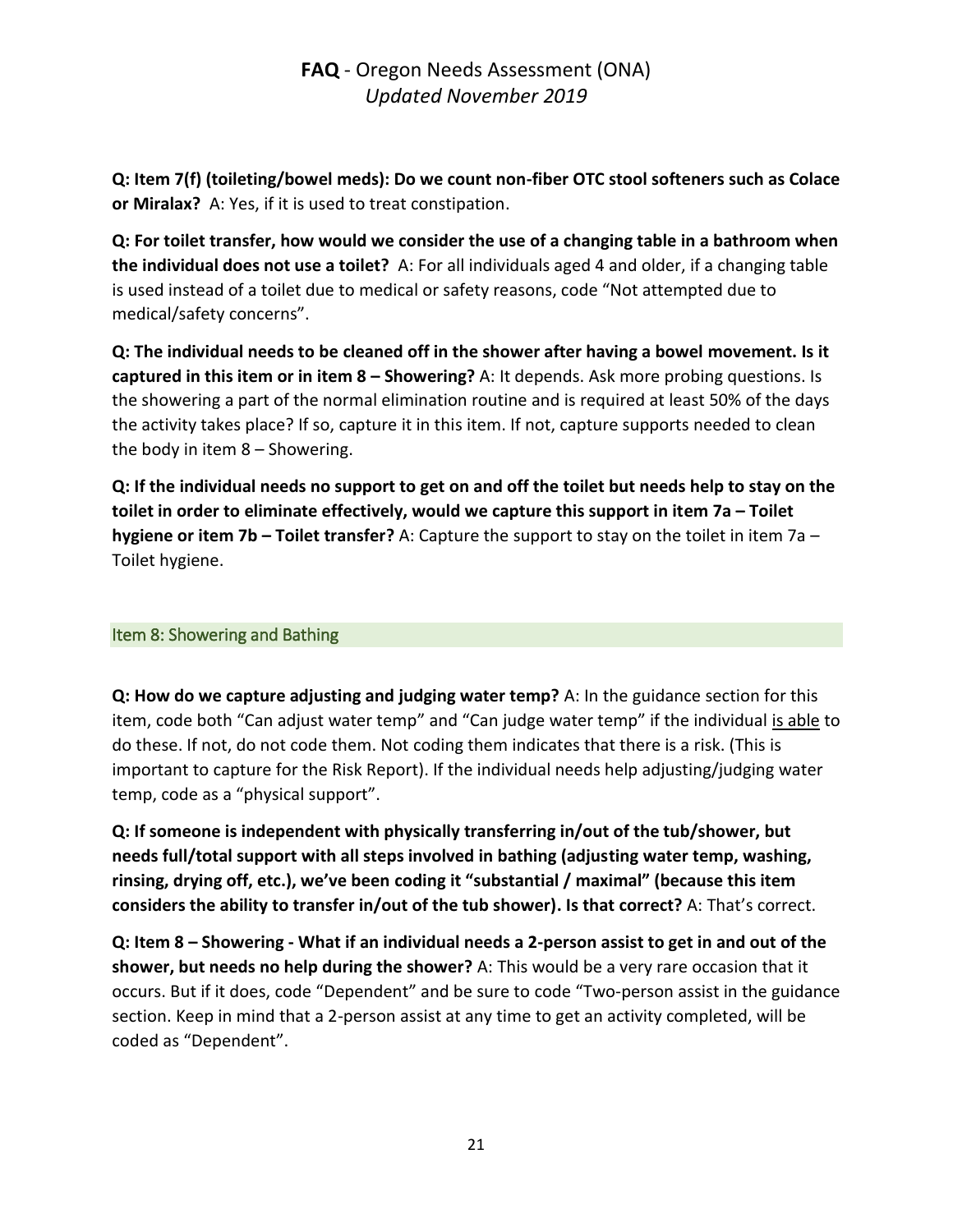**Q: Item 7(f) (toileting/bowel meds): Do we count non-fiber OTC stool softeners such as Colace or Miralax?** A: Yes, if it is used to treat constipation.

**Q: For toilet transfer, how would we consider the use of a changing table in a bathroom when the individual does not use a toilet?** A: For all individuals aged 4 and older, if a changing table is used instead of a toilet due to medical or safety reasons, code "Not attempted due to medical/safety concerns".

**Q: The individual needs to be cleaned off in the shower after having a bowel movement. Is it captured in this item or in item 8 – Showering?** A: It depends. Ask more probing questions. Is the showering a part of the normal elimination routine and is required at least 50% of the days the activity takes place? If so, capture it in this item. If not, capture supports needed to clean the body in item 8 – Showering.

**Q: If the individual needs no support to get on and off the toilet but needs help to stay on the toilet in order to eliminate effectively, would we capture this support in item 7a – Toilet hygiene or item 7b – Toilet transfer?** A: Capture the support to stay on the toilet in item 7a – Toilet hygiene.

## Item 8: Showering and Bathing

**Q: How do we capture adjusting and judging water temp?** A: In the guidance section for this item, code both "Can adjust water temp" and "Can judge water temp" if the individual <u>is able</u> to do these. If not, do not code them. Not coding them indicates that there is a risk. (This is important to capture for the Risk Report). If the individual needs help adjusting/judging water temp, code as a "physical support".

**Q: If someone is independent with physically transferring in/out of the tub/shower, but needs full/total support with all steps involved in bathing (adjusting water temp, washing, rinsing, drying off, etc.), we've been coding it "substantial / maximal" (because this item considers the ability to transfer in/out of the tub shower). Is that correct?** A: That's correct.

**Q: Item 8 – Showering - What if an individual needs a 2-person assist to get in and out of the shower, but needs no help during the shower?** A: This would be a very rare occasion that it occurs. But if it does, code "Dependent" and be sure to code "Two-person assist in the guidance section. Keep in mind that a 2-person assist at any time to get an activity completed, will be coded as "Dependent".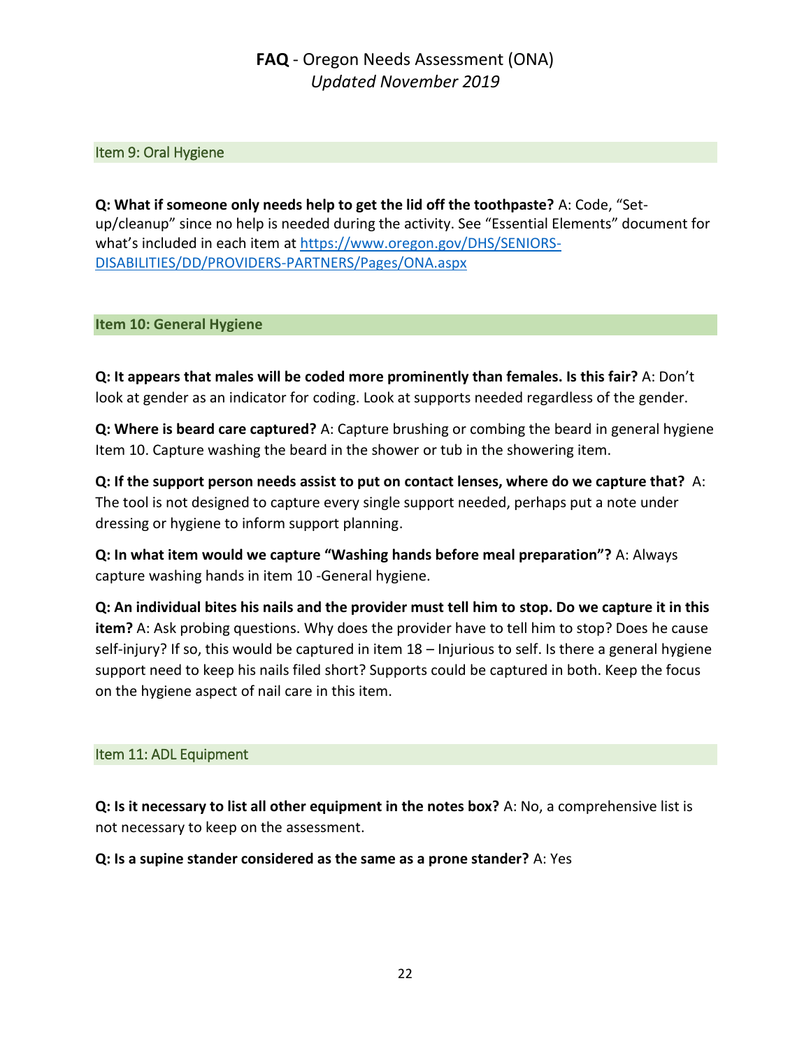## Item 9: Oral Hygiene

**Q: What if someone only needs help to get the lid off the toothpaste?** A: Code, "Set-up/cleanup" since no help is needed during the activity. See "Essential Elements" document for what's included in each item at [https://www.oregon.gov/DHS/SENIORS-DISABILITIES/DD/PROVIDERS-PARTNERS/Pages/ONA.aspx](https://www.oregon.gov/DHS/SENIORS-DISABILITIES/DD/PROVIDERS-PARTNERS/Pages/ONA.aspx)

## Item 10: General Hygiene

**Q: It appears that males will be coded more prominently than females. Is this fair?** A: Don't look at gender as an indicator for coding. Look at supports needed regardless of the gender.

**Q: Where is beard care captured?** A: Capture brushing or combing the beard in general hygiene Item 10. Capture washing the beard in the shower or tub in the showering item.

**Q: If the support person needs assist to put on contact lenses, where do we capture that?** A: The tool is not designed to capture every single support needed, perhaps put a note under dressing or hygiene to inform support planning.

**Q: In what item would we capture "Washing hands before meal preparation"?** A: Always capture washing hands in item 10 -General hygiene.

**Q: An individual bites his nails and the provider must tell him to stop. Do we capture it in this item?** A: Ask probing questions. Why does the provider have to tell him to stop? Does he cause self-injury? If so, this would be captured in item 18 – Injurious to self. Is there a general hygiene support need to keep his nails filed short? Supports could be captured in both. Keep the focus on the hygiene aspect of nail care in this item.

## Item 11: ADL Equipment

**Q: Is it necessary to list all other equipment in the notes box?** A: No, a comprehensive list is not necessary to keep on the assessment.

**Q: Is a supine stander considered as the same as a prone stander?** A: Yes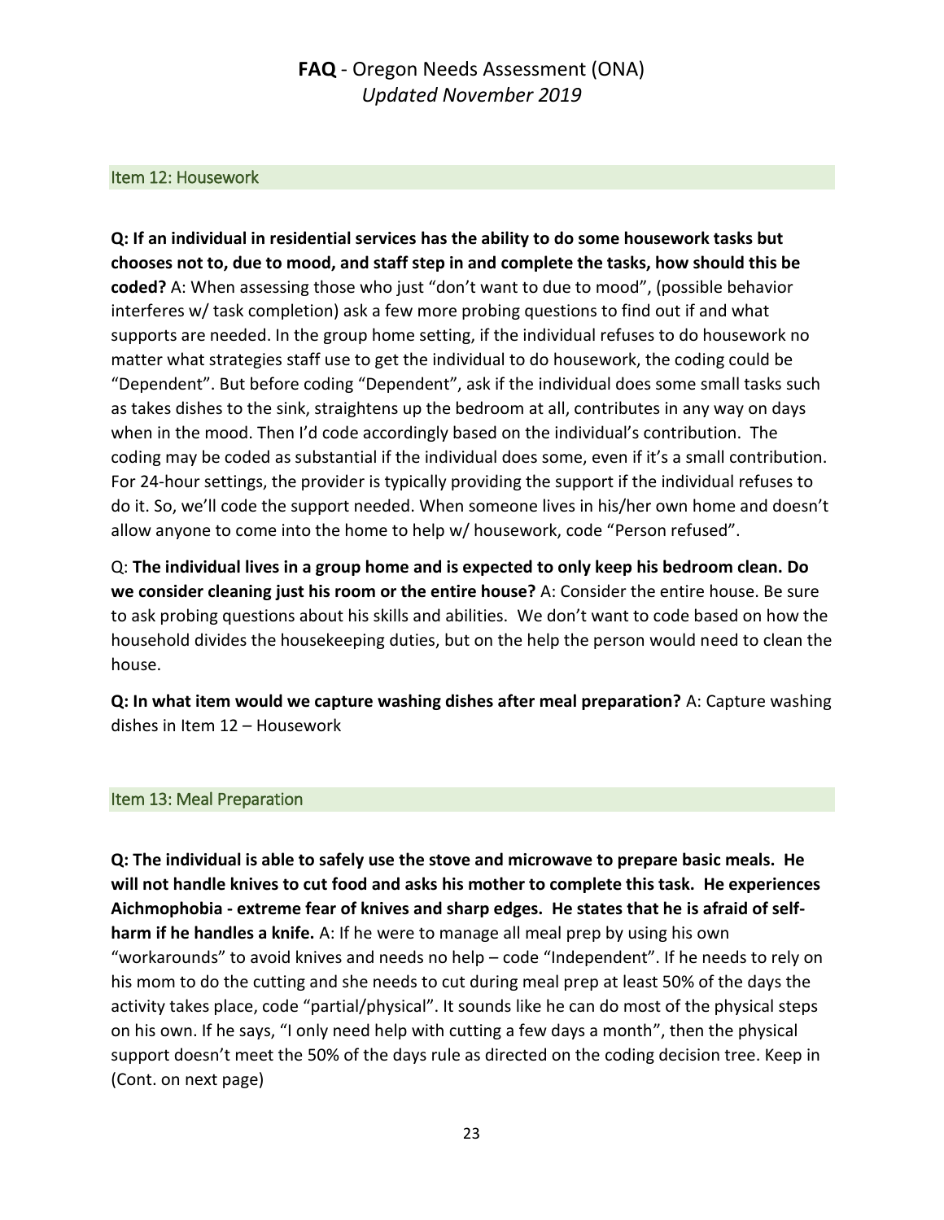## Item 12: Housework

**Q: If an individual in residential services has the ability to do some housework tasks but chooses not to, due to mood, and staff step in and complete the tasks, how should this be coded?** A: When assessing those who just "don't want to due to mood", (possible behavior interferes w/ task completion) ask a few more probing questions to find out if and what supports are needed. In the group home setting, if the individual refuses to do housework no matter what strategies staff use to get the individual to do housework, the coding could be "Dependent". But before coding "Dependent", ask if the individual does some small tasks such as takes dishes to the sink, straightens up the bedroom at all, contributes in any way on days when in the mood. Then I'd code accordingly based on the individual's contribution. The coding may be coded as substantial if the individual does some, even if it's a small contribution. For 24-hour settings, the provider is typically providing the support if the individual refuses to do it. So, we'll code the support needed. When someone lives in his/her own home and doesn't allow anyone to come into the home to help w/ housework, code "Person refused".

Q: **The individual lives in a group home and is expected to only keep his bedroom clean. Do we consider cleaning just his room or the entire house?** A: Consider the entire house. Be sure to ask probing questions about his skills and abilities. We don't want to code based on how the household divides the housekeeping duties, but on the help the person would need to clean the house.

**Q: In what item would we capture washing dishes after meal preparation?** A: Capture washing dishes in Item 12 – Housework

## Item 13: Meal Preparation

**Q: The individual is able to safely use the stove and microwave to prepare basic meals. He will not handle knives to cut food and asks his mother to complete this task. He experiences Aichmophobia - extreme fear of knives and sharp edges. He states that he is afraid of self-harm if he handles a knife.** A: If he were to manage all meal prep by using his own "workarounds" to avoid knives and needs no help – code "Independent". If he needs to rely on his mom to do the cutting and she needs to cut during meal prep at least 50% of the days the activity takes place, code "partial/physical". It sounds like he can do most of the physical steps on his own. If he says, "I only need help with cutting a few days a month", then the physical support doesn't meet the 50% of the days rule as directed on the coding decision tree. Keep in (Cont. on next page)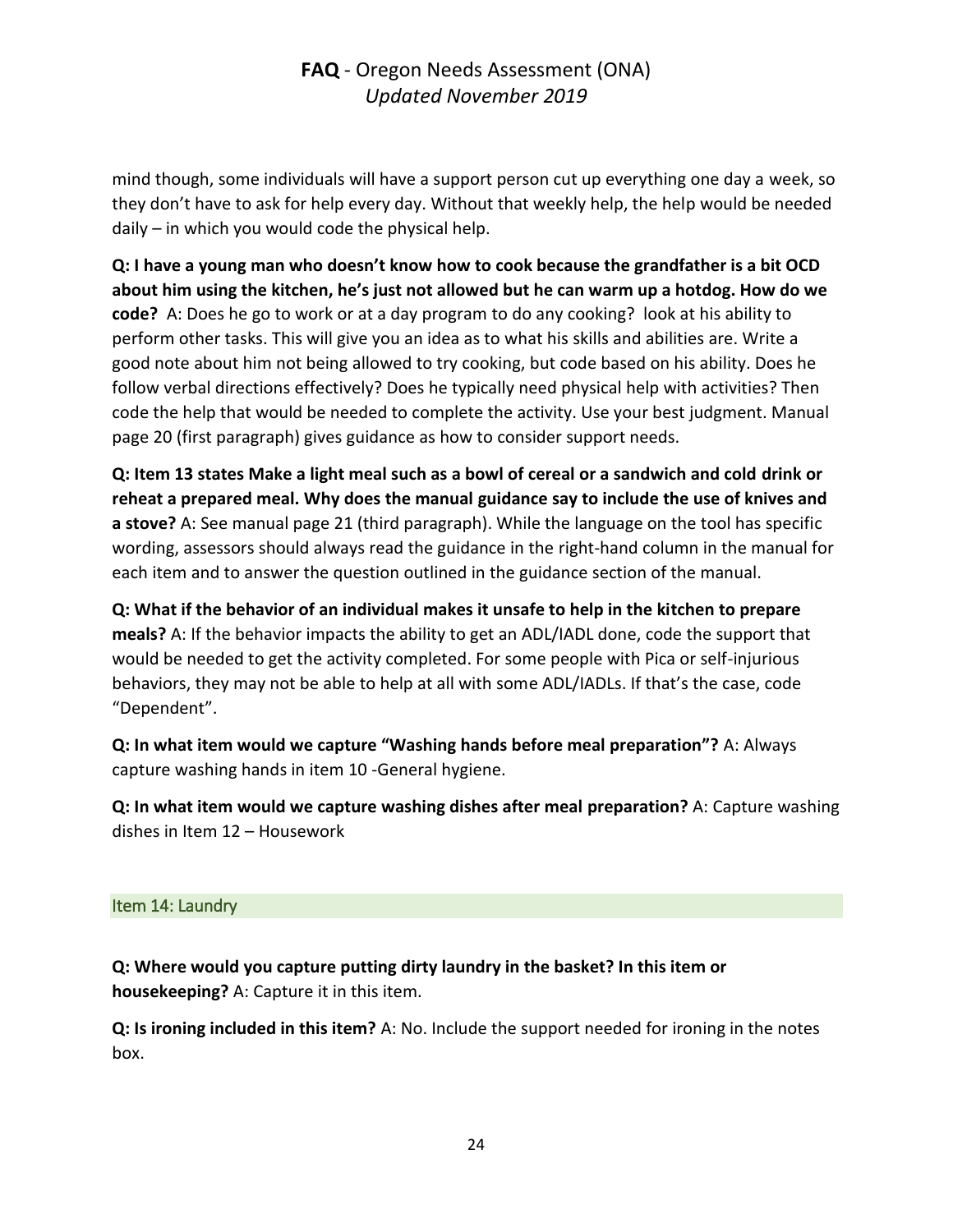mind though, some individuals will have a support person cut up everything one day a week, so they don't have to ask for help every day. Without that weekly help, the help would be needed daily – in which you would code the physical help.

**Q: I have a young man who doesn't know how to cook because the grandfather is a bit OCD about him using the kitchen, he's just not allowed but he can warm up a hotdog. How do we code?** A: Does he go to work or at a day program to do any cooking? look at his ability to perform other tasks. This will give you an idea as to what his skills and abilities are. Write a good note about him not being allowed to try cooking, but code based on his ability. Does he follow verbal directions effectively? Does he typically need physical help with activities? Then code the help that would be needed to complete the activity. Use your best judgment. Manual page 20 (first paragraph) gives guidance as how to consider support needs.

**Q: Item 13 states Make a light meal such as a bowl of cereal or a sandwich and cold drink or reheat a prepared meal. Why does the manual guidance say to include the use of knives and a stove?** A: See manual page 21 (third paragraph). While the language on the tool has specific wording, assessors should always read the guidance in the right-hand column in the manual for each item and to answer the question outlined in the guidance section of the manual.

**Q: What if the behavior of an individual makes it unsafe to help in the kitchen to prepare meals?** A: If the behavior impacts the ability to get an ADL/IADL done, code the support that would be needed to get the activity completed. For some people with Pica or self-injurious behaviors, they may not be able to help at all with some ADL/IADLs. If that's the case, code "Dependent".

**Q: In what item would we capture "Washing hands before meal preparation"?** A: Always capture washing hands in item 10 -General hygiene.

**Q: In what item would we capture washing dishes after meal preparation?** A: Capture washing dishes in Item 12 – Housework

## Item 14: Laundry

**Q: Where would you capture putting dirty laundry in the basket? In this item or housekeeping?** A: Capture it in this item.

**Q: Is ironing included in this item?** A: No. Include the support needed for ironing in the notes box.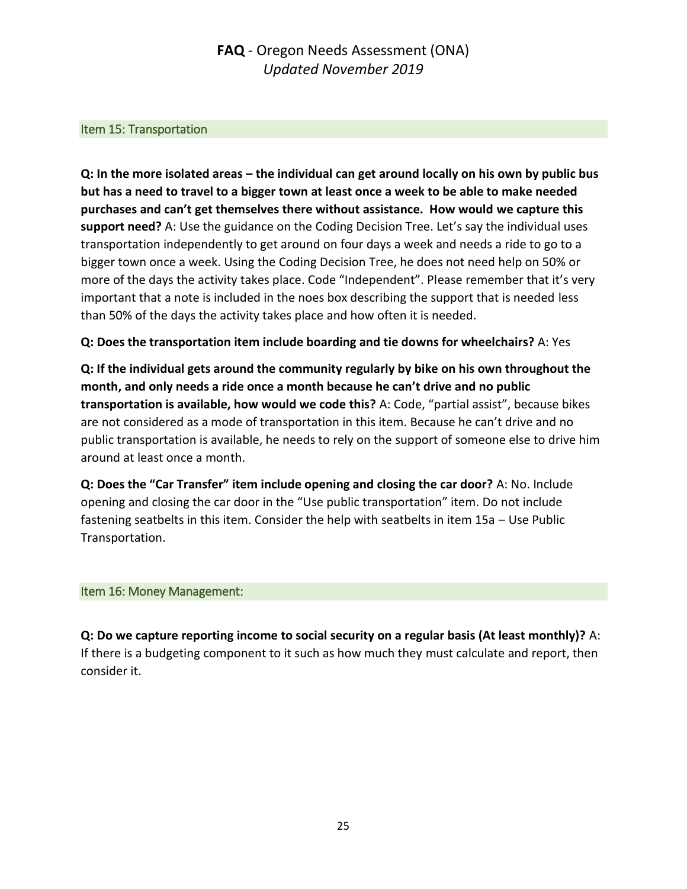## Item 15: Transportation

**Q: In the more isolated areas – the individual can get around locally on his own by public bus but has a need to travel to a bigger town at least once a week to be able to make needed purchases and can't get themselves there without assistance. How would we capture this support need?** A: Use the guidance on the Coding Decision Tree. Let's say the individual uses transportation independently to get around on four days a week and needs a ride to go to a bigger town once a week. Using the Coding Decision Tree, he does not need help on 50% or more of the days the activity takes place. Code "Independent". Please remember that it's very important that a note is included in the noes box describing the support that is needed less than 50% of the days the activity takes place and how often it is needed.

**Q: Does the transportation item include boarding and tie downs for wheelchairs?** A: Yes

**Q: If the individual gets around the community regularly by bike on his own throughout the month, and only needs a ride once a month because he can't drive and no public transportation is available, how would we code this?** A: Code, "partial assist", because bikes are not considered as a mode of transportation in this item. Because he can't drive and no public transportation is available, he needs to rely on the support of someone else to drive him around at least once a month.

**Q: Does the "Car Transfer" item include opening and closing the car door?** A: No. Include opening and closing the car door in the "Use public transportation" item. Do not include fastening seatbelts in this item. Consider the help with seatbelts in item 15a – Use Public Transportation.

## Item 16: Money Management:

**Q: Do we capture reporting income to social security on a regular basis (At least monthly)?** A: If there is a budgeting component to it such as how much they must calculate and report, then consider it.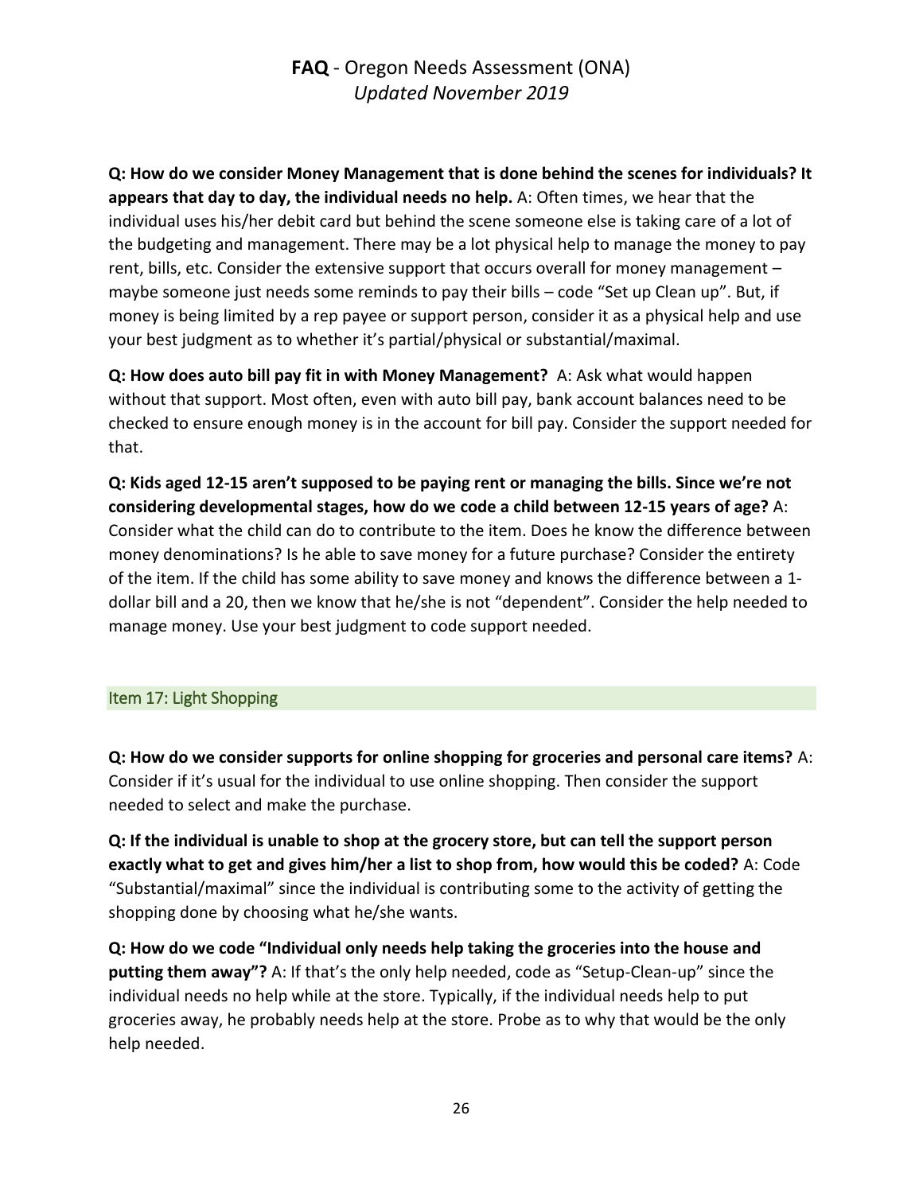**Q: How do we consider Money Management that is done behind the scenes for individuals? It appears that day to day, the individual needs no help.** A: Often times, we hear that the individual uses his/her debit card but behind the scene someone else is taking care of a lot of the budgeting and management. There may be a lot physical help to manage the money to pay rent, bills, etc. Consider the extensive support that occurs overall for money management – maybe someone just needs some reminds to pay their bills – code "Set up Clean up". But, if money is being limited by a rep payee or support person, consider it as a physical help and use your best judgment as to whether it's partial/physical or substantial/maximal.

**Q: How does auto bill pay fit in with Money Management?** A: Ask what would happen without that support. Most often, even with auto bill pay, bank account balances need to be checked to ensure enough money is in the account for bill pay. Consider the support needed for that.

**Q: Kids aged 12-15 aren't supposed to be paying rent or managing the bills. Since we're not considering developmental stages, how do we code a child between 12-15 years of age?** A: Consider what the child can do to contribute to the item. Does he know the difference between money denominations? Is he able to save money for a future purchase? Consider the entirety of the item. If the child has some ability to save money and knows the difference between a 1-dollar bill and a 20, then we know that he/she is not "dependent". Consider the help needed to manage money. Use your best judgment to code support needed.

## Item 17: Light Shopping

**Q: How do we consider supports for online shopping for groceries and personal care items?** A: Consider if it's usual for the individual to use online shopping. Then consider the support needed to select and make the purchase.

**Q: If the individual is unable to shop at the grocery store, but can tell the support person exactly what to get and gives him/her a list to shop from, how would this be coded?** A: Code "Substantial/maximal" since the individual is contributing some to the activity of getting the shopping done by choosing what he/she wants.

**Q: How do we code "Individual only needs help taking the groceries into the house and putting them away"?** A: If that's the only help needed, code as "Setup-Clean-up" since the individual needs no help while at the store. Typically, if the individual needs help to put groceries away, he probably needs help at the store. Probe as to why that would be the only help needed.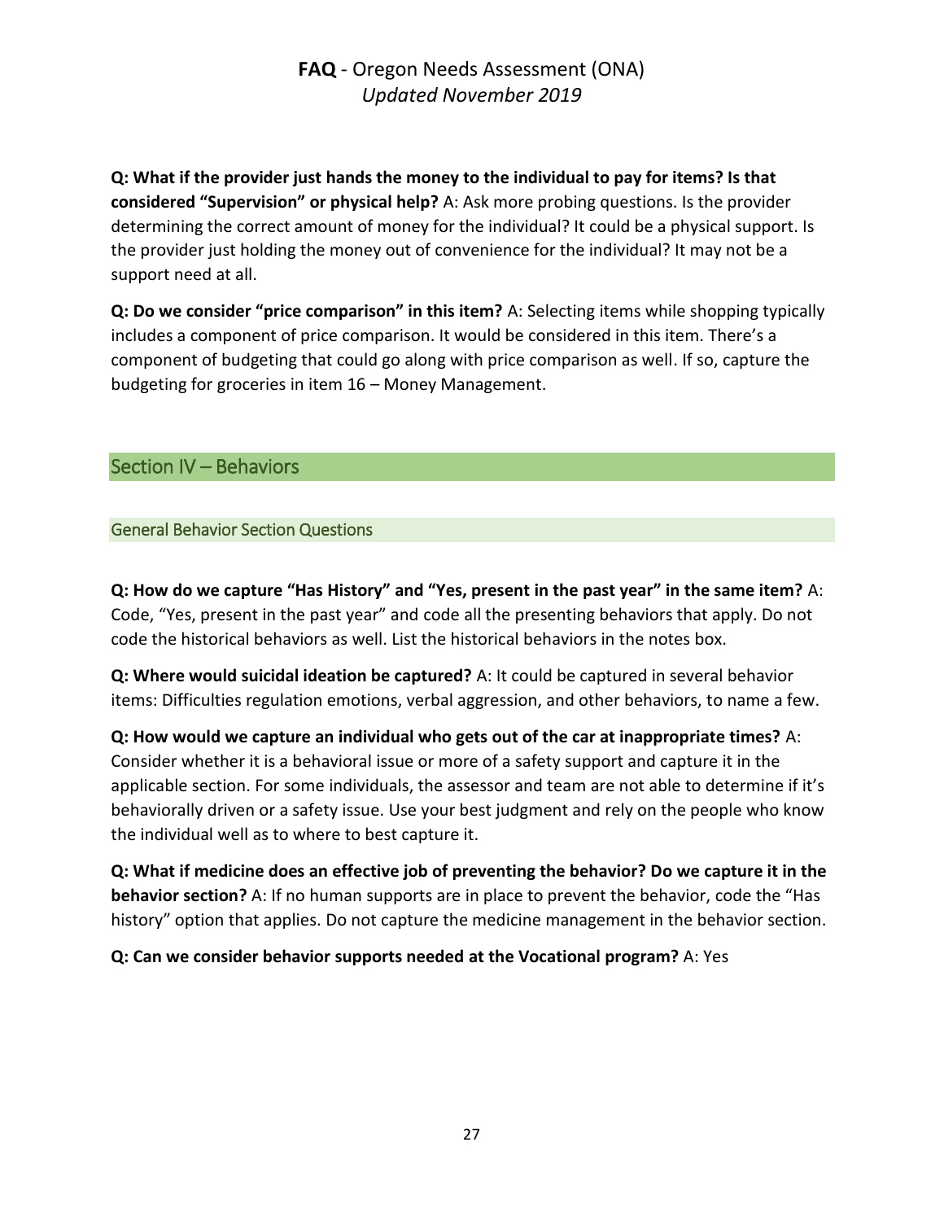**Q: What if the provider just hands the money to the individual to pay for items? Is that considered "Supervision" or physical help?** A: Ask more probing questions. Is the provider determining the correct amount of money for the individual? It could be a physical support. Is the provider just holding the money out of convenience for the individual? It may not be a support need at all.

**Q: Do we consider "price comparison" in this item?** A: Selecting items while shopping typically includes a component of price comparison. It would be considered in this item. There's a component of budgeting that could go along with price comparison as well. If so, capture the budgeting for groceries in item 16 – Money Management.

## Section IV – Behaviors

### General Behavior Section Questions

**Q: How do we capture "Has History" and "Yes, present in the past year" in the same item?** A: Code, "Yes, present in the past year" and code all the presenting behaviors that apply. Do not code the historical behaviors as well. List the historical behaviors in the notes box.

**Q: Where would suicidal ideation be captured?** A: It could be captured in several behavior items: Difficulties regulation emotions, verbal aggression, and other behaviors, to name a few.

**Q: How would we capture an individual who gets out of the car at inappropriate times?** A: Consider whether it is a behavioral issue or more of a safety support and capture it in the applicable section. For some individuals, the assessor and team are not able to determine if it's behaviorally driven or a safety issue. Use your best judgment and rely on the people who know the individual well as to where to best capture it.

**Q: What if medicine does an effective job of preventing the behavior? Do we capture it in the behavior section?** A: If no human supports are in place to prevent the behavior, code the "Has history" option that applies. Do not capture the medicine management in the behavior section.

**Q: Can we consider behavior supports needed at the Vocational program?** A: Yes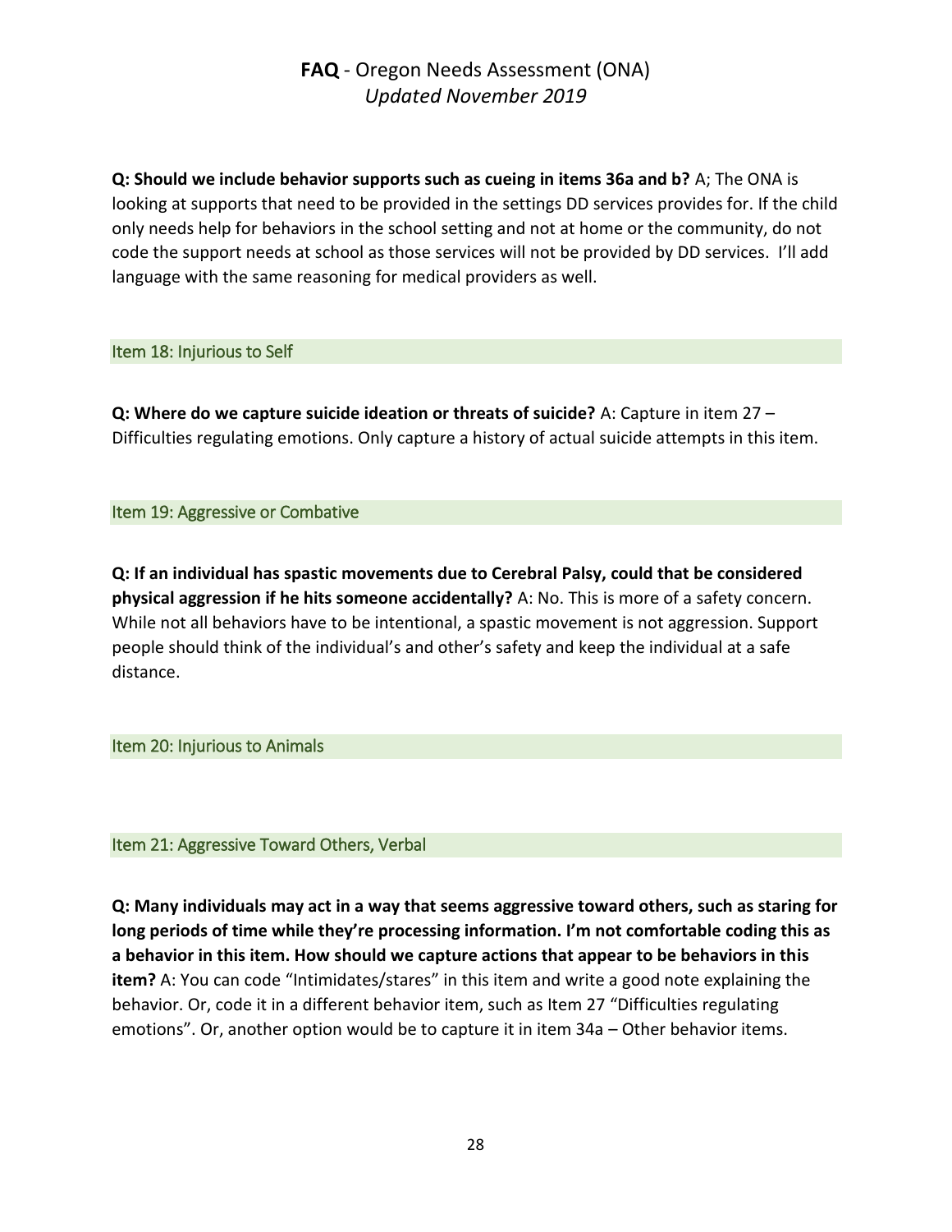**Q: Should we include behavior supports such as cueing in items 36a and b?** A; The ONA is looking at supports that need to be provided in the settings DD services provides for. If the child only needs help for behaviors in the school setting and not at home or the community, do not code the support needs at school as those services will not be provided by DD services. I'll add language with the same reasoning for medical providers as well.

### Item 18: Injurious to Self

**Q: Where do we capture suicide ideation or threats of suicide?** A: Capture in item 27 – Difficulties regulating emotions. Only capture a history of actual suicide attempts in this item.

### Item 19: Aggressive or Combative

**Q: If an individual has spastic movements due to Cerebral Palsy, could that be considered physical aggression if he hits someone accidentally?** A: No. This is more of a safety concern. While not all behaviors have to be intentional, a spastic movement is not aggression. Support people should think of the individual's and other's safety and keep the individual at a safe distance.

### Item 20: Injurious to Animals

### Item 21: Aggressive Toward Others, Verbal

**Q: Many individuals may act in a way that seems aggressive toward others, such as staring for long periods of time while they're processing information. I'm not comfortable coding this as a behavior in this item. How should we capture actions that appear to be behaviors in this item?** A: You can code "Intimidates/stares" in this item and write a good note explaining the behavior. Or, code it in a different behavior item, such as Item 27 "Difficulties regulating emotions". Or, another option would be to capture it in item 34a – Other behavior items.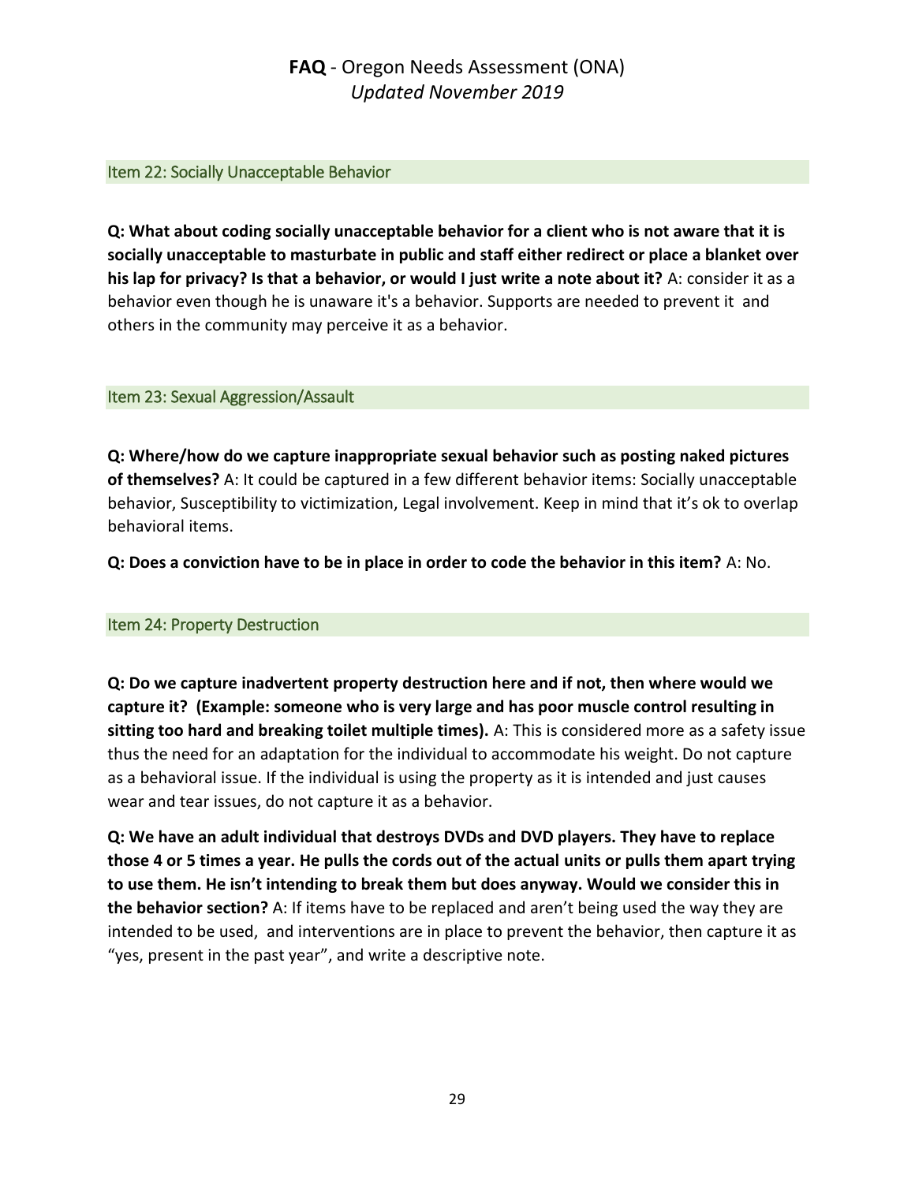## Item 22: Socially Unacceptable Behavior

**Q: What about coding socially unacceptable behavior for a client who is not aware that it is socially unacceptable to masturbate in public and staff either redirect or place a blanket over his lap for privacy? Is that a behavior, or would I just write a note about it?** A: consider it as a behavior even though he is unaware it's a behavior. Supports are needed to prevent it and others in the community may perceive it as a behavior.

## Item 23: Sexual Aggression/Assault

**Q: Where/how do we capture inappropriate sexual behavior such as posting naked pictures of themselves?** A: It could be captured in a few different behavior items: Socially unacceptable behavior, Susceptibility to victimization, Legal involvement. Keep in mind that it's ok to overlap behavioral items.

**Q: Does a conviction have to be in place in order to code the behavior in this item?** A: No.

## Item 24: Property Destruction

**Q: Do we capture inadvertent property destruction here and if not, then where would we capture it? (Example: someone who is very large and has poor muscle control resulting in sitting too hard and breaking toilet multiple times).** A: This is considered more as a safety issue thus the need for an adaptation for the individual to accommodate his weight. Do not capture as a behavioral issue. If the individual is using the property as it is intended and just causes wear and tear issues, do not capture it as a behavior.

**Q: We have an adult individual that destroys DVDs and DVD players. They have to replace those 4 or 5 times a year. He pulls the cords out of the actual units or pulls them apart trying to use them. He isn't intending to break them but does anyway. Would we consider this in the behavior section?** A: If items have to be replaced and aren't being used the way they are intended to be used, and interventions are in place to prevent the behavior, then capture it as "yes, present in the past year", and write a descriptive note.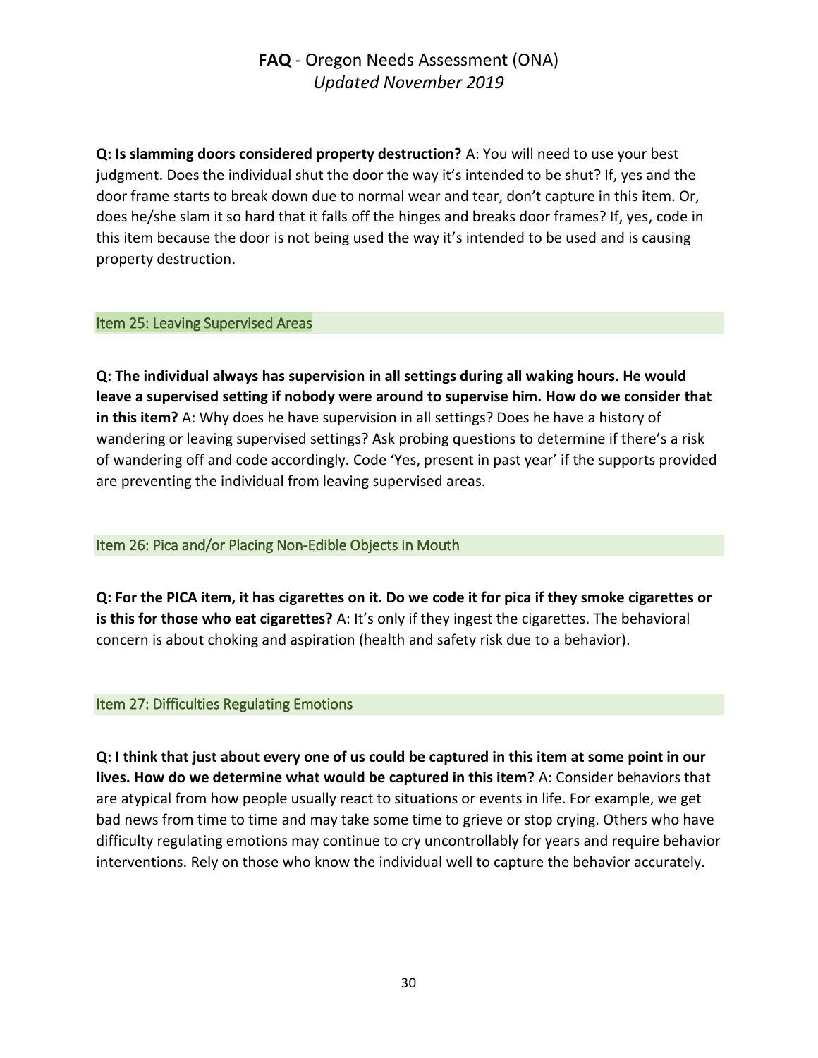**Q: Is slamming doors considered property destruction?** A: You will need to use your best judgment. Does the individual shut the door the way it's intended to be shut? If, yes and the door frame starts to break down due to normal wear and tear, don't capture in this item. Or, does he/she slam it so hard that it falls off the hinges and breaks door frames? If, yes, code in this item because the door is not being used the way it's intended to be used and is causing property destruction.

### Item 25: Leaving Supervised Areas

**Q: The individual always has supervision in all settings during all waking hours. He would leave a supervised setting if nobody were around to supervise him. How do we consider that in this item?** A: Why does he have supervision in all settings? Does he have a history of wandering or leaving supervised settings? Ask probing questions to determine if there's a risk of wandering off and code accordingly. Code 'Yes, present in past year' if the supports provided are preventing the individual from leaving supervised areas.

### Item 26: Pica and/or Placing Non-Edible Objects in Mouth

**Q: For the PICA item, it has cigarettes on it. Do we code it for pica if they smoke cigarettes or is this for those who eat cigarettes?** A: It's only if they ingest the cigarettes. The behavioral concern is about choking and aspiration (health and safety risk due to a behavior).

### Item 27: Difficulties Regulating Emotions

**Q: I think that just about every one of us could be captured in this item at some point in our lives. How do we determine what would be captured in this item?** A: Consider behaviors that are atypical from how people usually react to situations or events in life. For example, we get bad news from time to time and may take some time to grieve or stop crying. Others who have difficulty regulating emotions may continue to cry uncontrollably for years and require behavior interventions. Rely on those who know the individual well to capture the behavior accurately.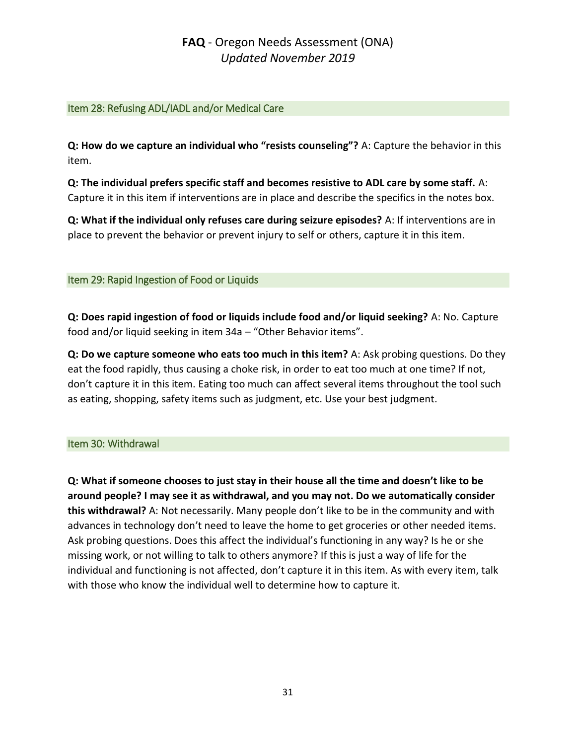## Item 28: Refusing ADL/IADL and/or Medical Care

**Q: How do we capture an individual who "resists counseling"?** A: Capture the behavior in this item.

**Q: The individual prefers specific staff and becomes resistive to ADL care by some staff.** A: Capture it in this item if interventions are in place and describe the specifics in the notes box.

**Q: What if the individual only refuses care during seizure episodes?** A: If interventions are in place to prevent the behavior or prevent injury to self or others, capture it in this item.

## Item 29: Rapid Ingestion of Food or Liquids

**Q: Does rapid ingestion of food or liquids include food and/or liquid seeking?** A: No. Capture food and/or liquid seeking in item 34a – "Other Behavior items".

**Q: Do we capture someone who eats too much in this item?** A: Ask probing questions. Do they eat the food rapidly, thus causing a choke risk, in order to eat too much at one time? If not, don't capture it in this item. Eating too much can affect several items throughout the tool such as eating, shopping, safety items such as judgment, etc. Use your best judgment.

## Item 30: Withdrawal

**Q: What if someone chooses to just stay in their house all the time and doesn't like to be around people? I may see it as withdrawal, and you may not. Do we automatically consider this withdrawal?** A: Not necessarily. Many people don't like to be in the community and with advances in technology don't need to leave the home to get groceries or other needed items. Ask probing questions. Does this affect the individual's functioning in any way? Is he or she missing work, or not willing to talk to others anymore? If this is just a way of life for the individual and functioning is not affected, don't capture it in this item. As with every item, talk with those who know the individual well to determine how to capture it.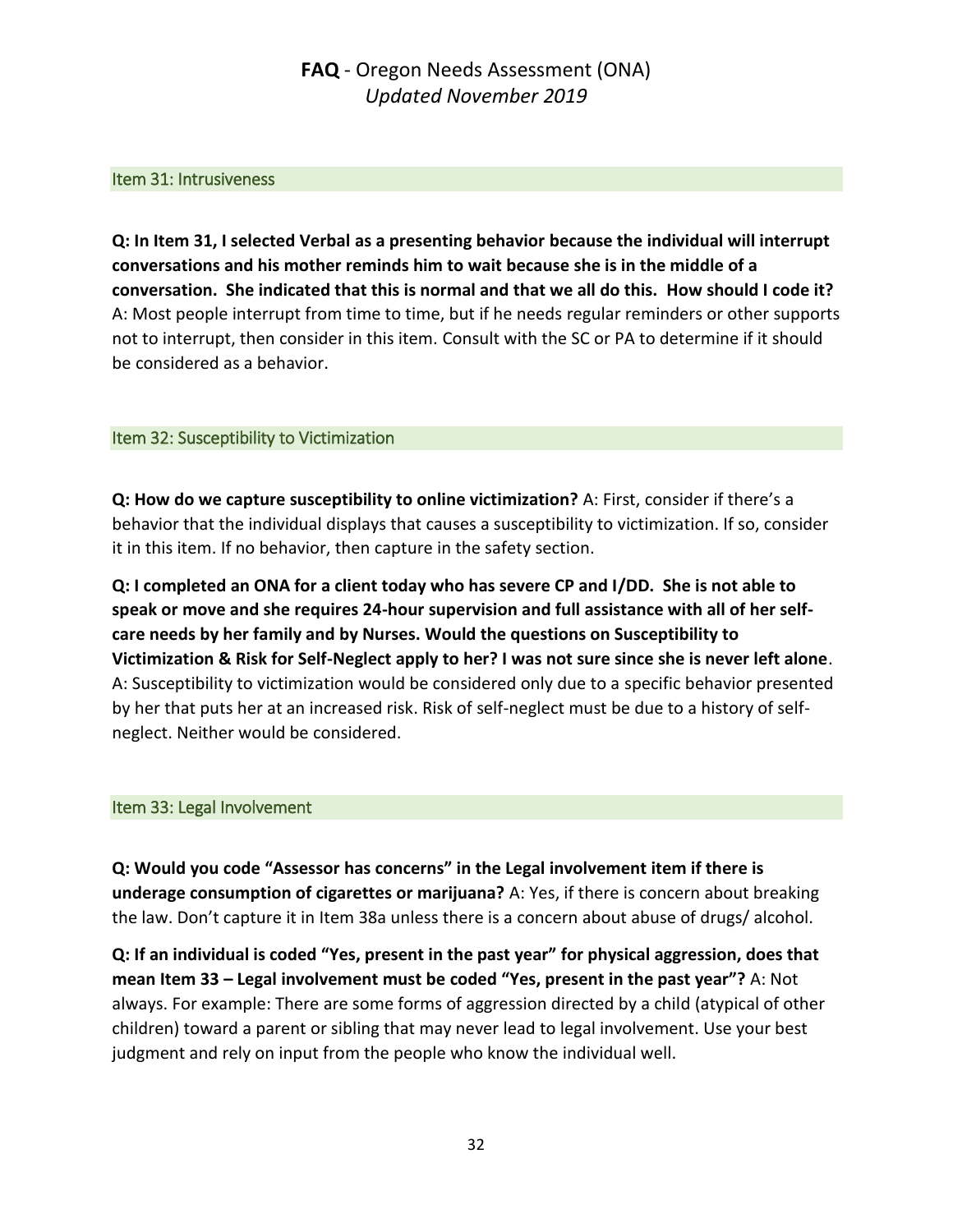## Item 31: Intrusiveness

**Q: In Item 31, I selected Verbal as a presenting behavior because the individual will interrupt conversations and his mother reminds him to wait because she is in the middle of a conversation. She indicated that this is normal and that we all do this. How should I code it?** A: Most people interrupt from time to time, but if he needs regular reminders or other supports not to interrupt, then consider in this item. Consult with the SC or PA to determine if it should be considered as a behavior.

## Item 32: Susceptibility to Victimization

**Q: How do we capture susceptibility to online victimization?** A: First, consider if there's a behavior that the individual displays that causes a susceptibility to victimization. If so, consider it in this item. If no behavior, then capture in the safety section.

**Q: I completed an ONA for a client today who has severe CP and I/DD. She is not able to speak or move and she requires 24-hour supervision and full assistance with all of her self-care needs by her family and by Nurses. Would the questions on Susceptibility to Victimization & Risk for Self-Neglect apply to her? I was not sure since she is never left alone**. A: Susceptibility to victimization would be considered only due to a specific behavior presented by her that puts her at an increased risk. Risk of self-neglect must be due to a history of self-neglect. Neither would be considered.

## Item 33: Legal Involvement

**Q: Would you code "Assessor has concerns" in the Legal involvement item if there is underage consumption of cigarettes or marijuana?** A: Yes, if there is concern about breaking the law. Don't capture it in Item 38a unless there is a concern about abuse of drugs/ alcohol.

**Q: If an individual is coded "Yes, present in the past year" for physical aggression, does that mean Item 33 – Legal involvement must be coded "Yes, present in the past year"?** A: Not always. For example: There are some forms of aggression directed by a child (atypical of other children) toward a parent or sibling that may never lead to legal involvement. Use your best judgment and rely on input from the people who know the individual well.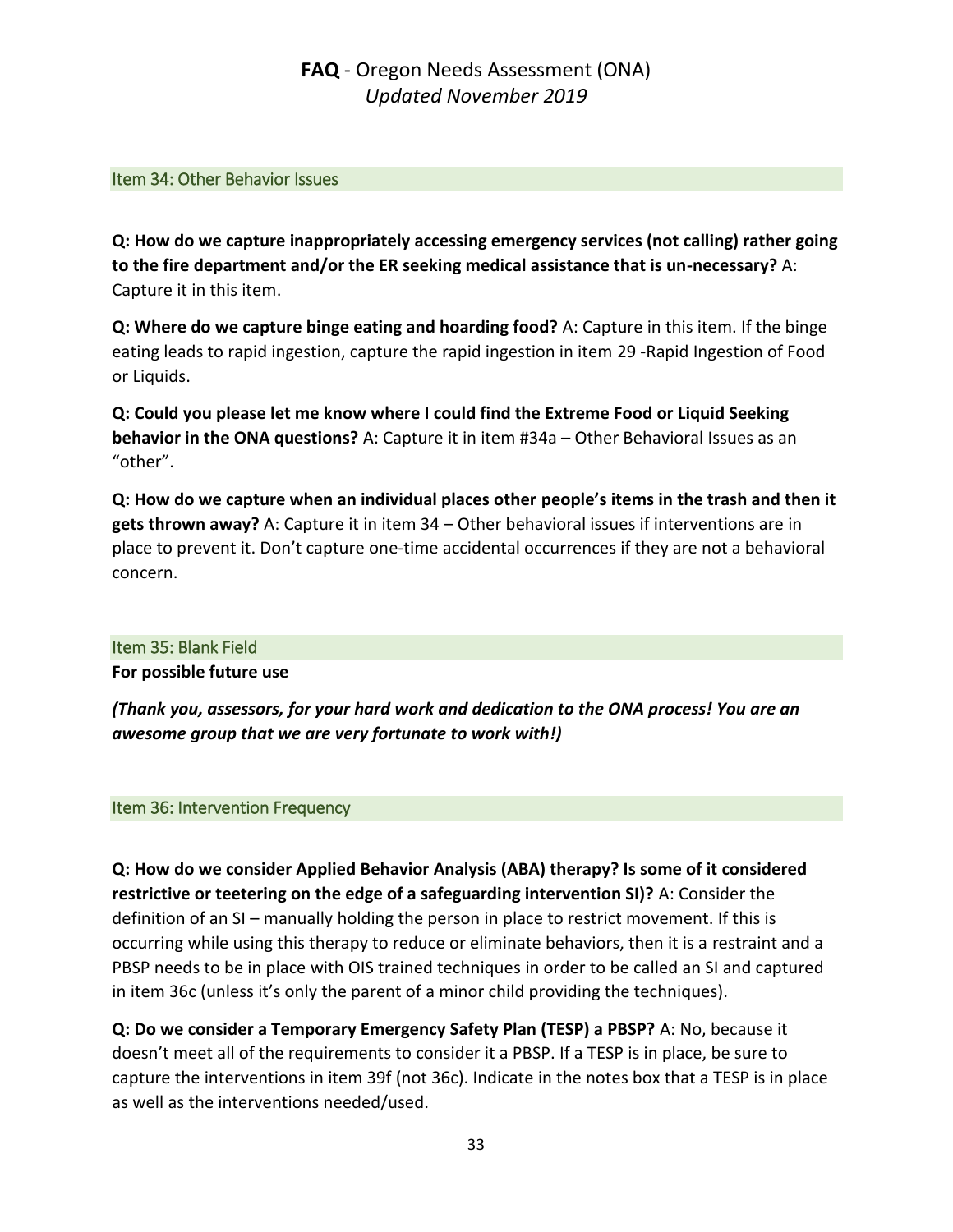### Item 34: Other Behavior Issues

**Q: How do we capture inappropriately accessing emergency services (not calling) rather going to the fire department and/or the ER seeking medical assistance that is un-necessary?** A: Capture it in this item.

**Q: Where do we capture binge eating and hoarding food?** A: Capture in this item. If the binge eating leads to rapid ingestion, capture the rapid ingestion in item 29 -Rapid Ingestion of Food or Liquids.

**Q: Could you please let me know where I could find the Extreme Food or Liquid Seeking behavior in the ONA questions?** A: Capture it in item #34a – Other Behavioral Issues as an "other".

**Q: How do we capture when an individual places other people's items in the trash and then it gets thrown away?** A: Capture it in item 34 – Other behavioral issues if interventions are in place to prevent it. Don't capture one-time accidental occurrences if they are not a behavioral concern.

### Item 35: Blank Field

**For possible future use**

***(Thank you, assessors, for your hard work and dedication to the ONA process! You are an awesome group that we are very fortunate to work with!)***

### Item 36: Intervention Frequency

**Q: How do we consider Applied Behavior Analysis (ABA) therapy? Is some of it considered restrictive or teetering on the edge of a safeguarding intervention SI)?** A: Consider the definition of an SI – manually holding the person in place to restrict movement. If this is occurring while using this therapy to reduce or eliminate behaviors, then it is a restraint and a PBSP needs to be in place with OIS trained techniques in order to be called an SI and captured in item 36c (unless it's only the parent of a minor child providing the techniques).

**Q: Do we consider a Temporary Emergency Safety Plan (TESP) a PBSP?** A: No, because it doesn't meet all of the requirements to consider it a PBSP. If a TESP is in place, be sure to capture the interventions in item 39f (not 36c). Indicate in the notes box that a TESP is in place as well as the interventions needed/used.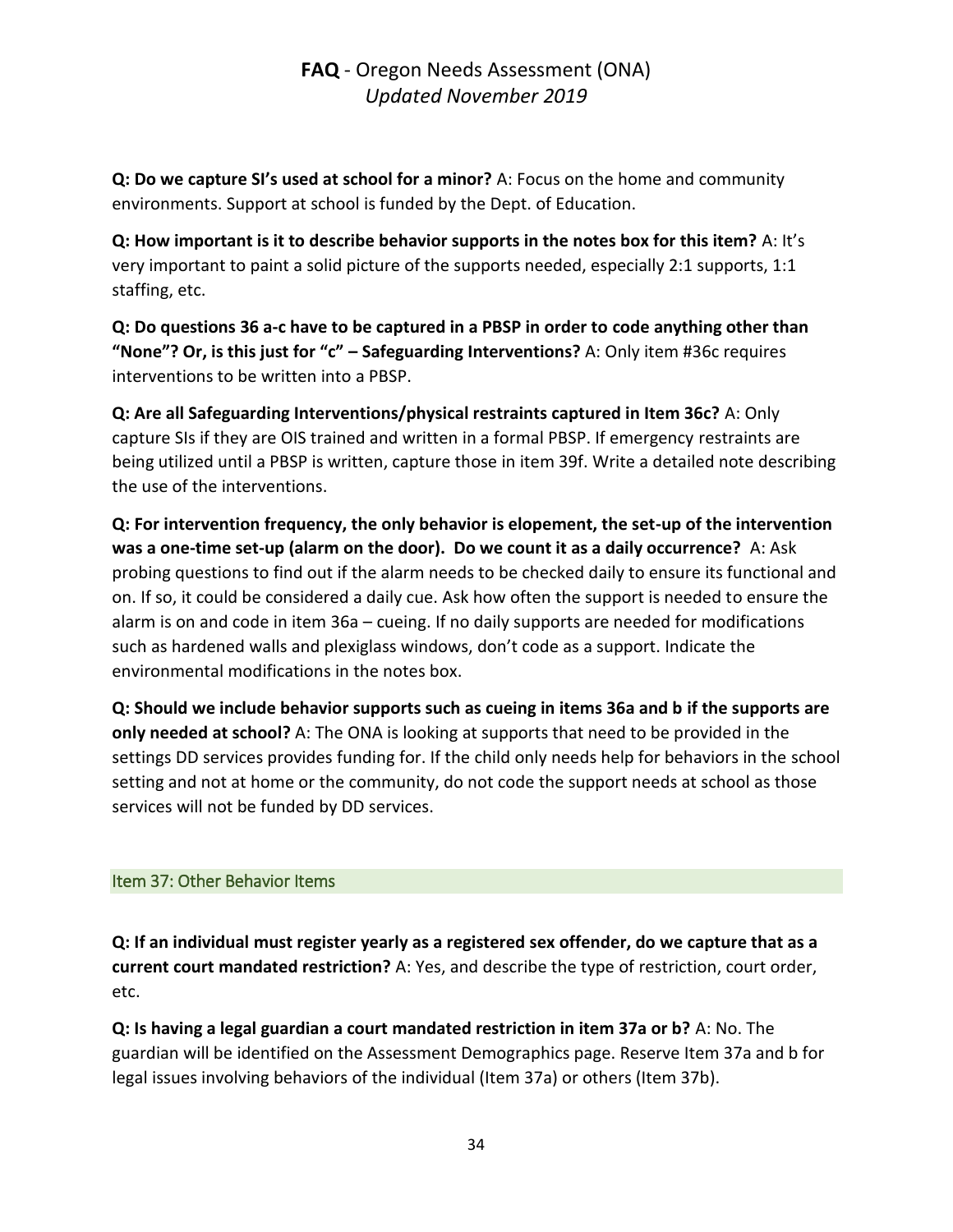**Q: Do we capture SI's used at school for a minor?** A: Focus on the home and community environments. Support at school is funded by the Dept. of Education.

**Q: How important is it to describe behavior supports in the notes box for this item?** A: It's very important to paint a solid picture of the supports needed, especially 2:1 supports, 1:1 staffing, etc.

**Q: Do questions 36 a-c have to be captured in a PBSP in order to code anything other than "None"? Or, is this just for "c" – Safeguarding Interventions?** A: Only item #36c requires interventions to be written into a PBSP.

**Q: Are all Safeguarding Interventions/physical restraints captured in Item 36c?** A: Only capture SIs if they are OIS trained and written in a formal PBSP. If emergency restraints are being utilized until a PBSP is written, capture those in item 39f. Write a detailed note describing the use of the interventions.

**Q: For intervention frequency, the only behavior is elopement, the set-up of the intervention was a one-time set-up (alarm on the door). Do we count it as a daily occurrence?** A: Ask probing questions to find out if the alarm needs to be checked daily to ensure its functional and on. If so, it could be considered a daily cue. Ask how often the support is needed to ensure the alarm is on and code in item 36a – cueing. If no daily supports are needed for modifications such as hardened walls and plexiglass windows, don't code as a support. Indicate the environmental modifications in the notes box.

**Q: Should we include behavior supports such as cueing in items 36a and b if the supports are only needed at school?** A: The ONA is looking at supports that need to be provided in the settings DD services provides funding for. If the child only needs help for behaviors in the school setting and not at home or the community, do not code the support needs at school as those services will not be funded by DD services.

## Item 37: Other Behavior Items

**Q: If an individual must register yearly as a registered sex offender, do we capture that as a current court mandated restriction?** A: Yes, and describe the type of restriction, court order, etc.

**Q: Is having a legal guardian a court mandated restriction in item 37a or b?** A: No. The guardian will be identified on the Assessment Demographics page. Reserve Item 37a and b for legal issues involving behaviors of the individual (Item 37a) or others (Item 37b).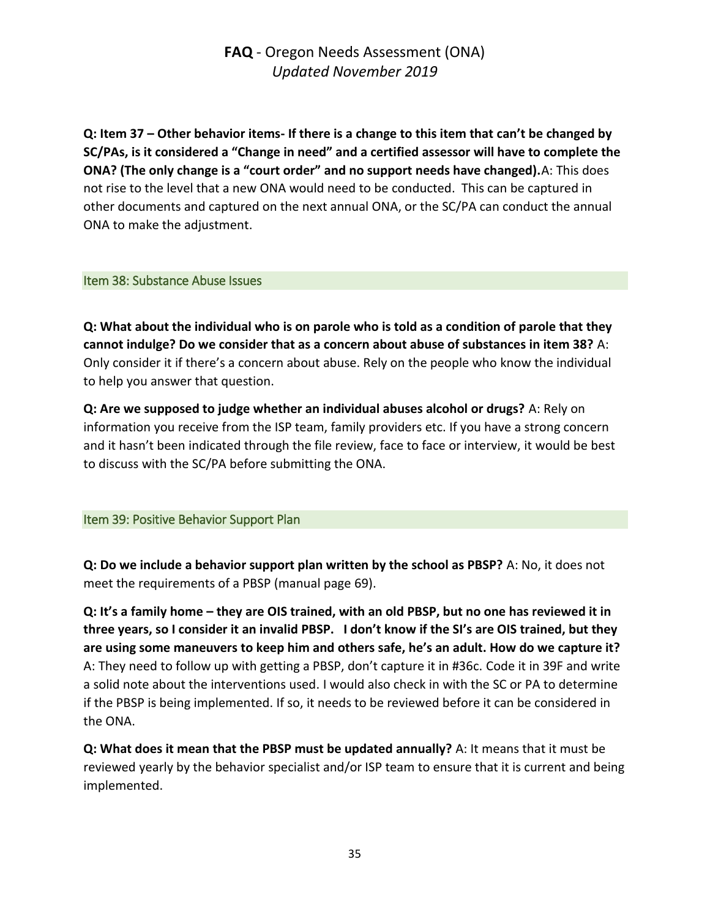**Q: Item 37 – Other behavior items- If there is a change to this item that can't be changed by SC/PAs, is it considered a "Change in need" and a certified assessor will have to complete the ONA? (The only change is a "court order" and no support needs have changed).** A: This does not rise to the level that a new ONA would need to be conducted. This can be captured in other documents and captured on the next annual ONA, or the SC/PA can conduct the annual ONA to make the adjustment.

## Item 38: Substance Abuse Issues

**Q: What about the individual who is on parole who is told as a condition of parole that they cannot indulge? Do we consider that as a concern about abuse of substances in item 38?** A: Only consider it if there's a concern about abuse. Rely on the people who know the individual to help you answer that question.

**Q: Are we supposed to judge whether an individual abuses alcohol or drugs?** A: Rely on information you receive from the ISP team, family providers etc. If you have a strong concern and it hasn't been indicated through the file review, face to face or interview, it would be best to discuss with the SC/PA before submitting the ONA.

## Item 39: Positive Behavior Support Plan

**Q: Do we include a behavior support plan written by the school as PBSP?** A: No, it does not meet the requirements of a PBSP (manual page 69).

**Q: It's a family home – they are OIS trained, with an old PBSP, but no one has reviewed it in three years, so I consider it an invalid PBSP. I don't know if the SI's are OIS trained, but they are using some maneuvers to keep him and others safe, he's an adult. How do we capture it?** A: They need to follow up with getting a PBSP, don't capture it in #36c. Code it in 39F and write a solid note about the interventions used. I would also check in with the SC or PA to determine if the PBSP is being implemented. If so, it needs to be reviewed before it can be considered in the ONA.

**Q: What does it mean that the PBSP must be updated annually?** A: It means that it must be reviewed yearly by the behavior specialist and/or ISP team to ensure that it is current and being implemented.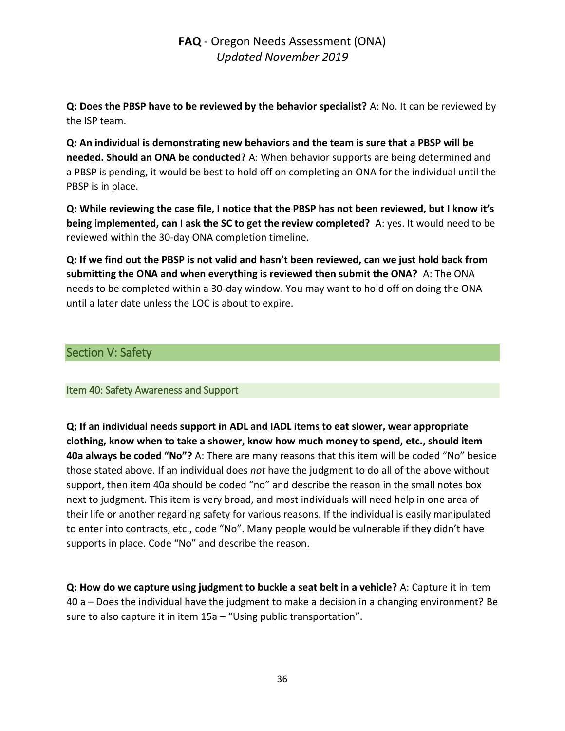**Q: Does the PBSP have to be reviewed by the behavior specialist?** A: No. It can be reviewed by the ISP team.

**Q: An individual is demonstrating new behaviors and the team is sure that a PBSP will be needed. Should an ONA be conducted?** A: When behavior supports are being determined and a PBSP is pending, it would be best to hold off on completing an ONA for the individual until the PBSP is in place.

**Q: While reviewing the case file, I notice that the PBSP has not been reviewed, but I know it's being implemented, can I ask the SC to get the review completed?** A: yes. It would need to be reviewed within the 30-day ONA completion timeline.

**Q: If we find out the PBSP is not valid and hasn't been reviewed, can we just hold back from submitting the ONA and when everything is reviewed then submit the ONA?** A: The ONA needs to be completed within a 30-day window. You may want to hold off on doing the ONA until a later date unless the LOC is about to expire.

## Section V: Safety

### Item 40: Safety Awareness and Support

**Q; If an individual needs support in ADL and IADL items to eat slower, wear appropriate clothing, know when to take a shower, know how much money to spend, etc., should item 40a always be coded "No"?** A: There are many reasons that this item will be coded "No" beside those stated above. If an individual does *not* have the judgment to do all of the above without support, then item 40a should be coded "no" and describe the reason in the small notes box next to judgment. This item is very broad, and most individuals will need help in one area of their life or another regarding safety for various reasons. If the individual is easily manipulated to enter into contracts, etc., code "No". Many people would be vulnerable if they didn't have supports in place. Code "No" and describe the reason.

**Q: How do we capture using judgment to buckle a seat belt in a vehicle?** A: Capture it in item 40 a – Does the individual have the judgment to make a decision in a changing environment? Be sure to also capture it in item 15a – "Using public transportation".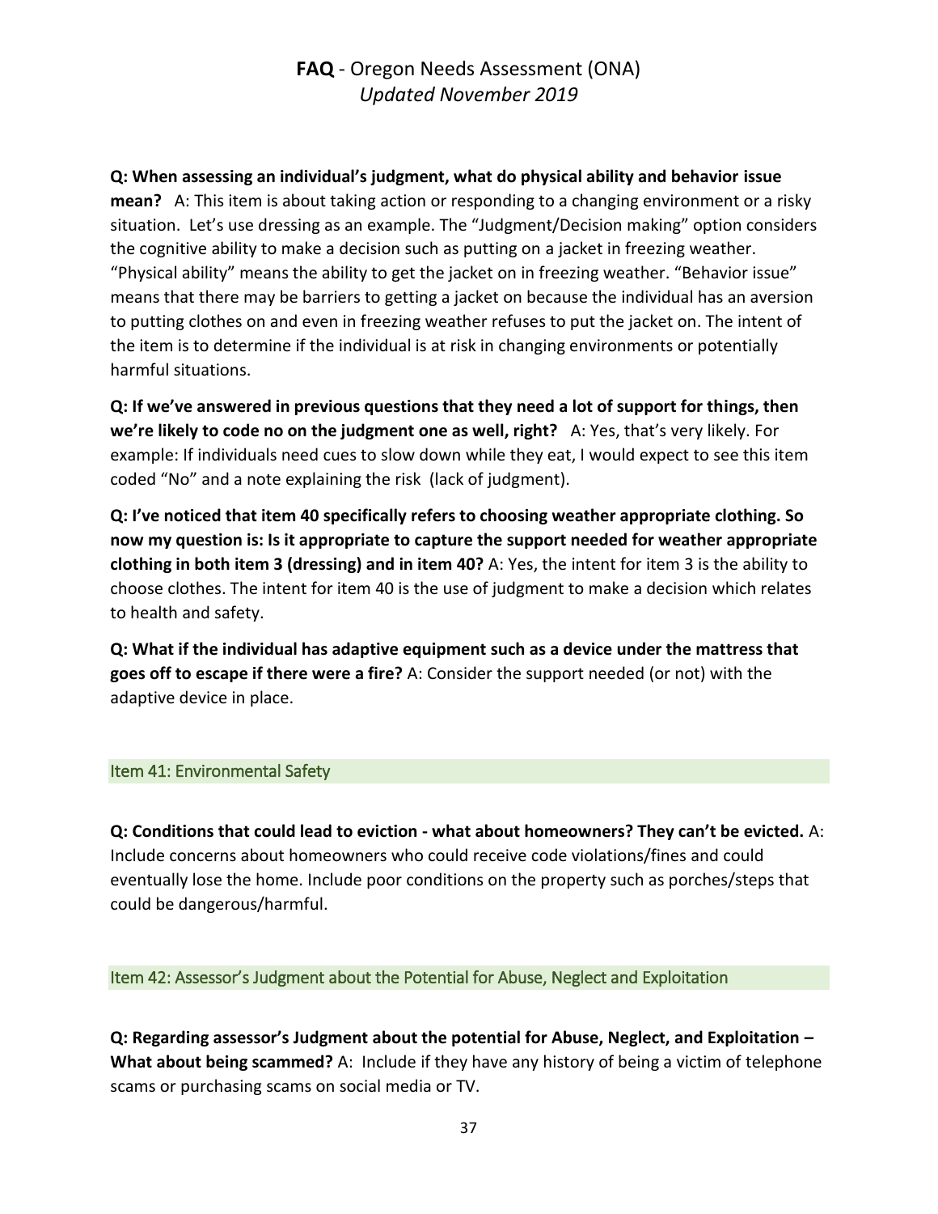**Q: When assessing an individual's judgment, what do physical ability and behavior issue mean?** A: This item is about taking action or responding to a changing environment or a risky situation. Let's use dressing as an example. The "Judgment/Decision making" option considers the cognitive ability to make a decision such as putting on a jacket in freezing weather. "Physical ability" means the ability to get the jacket on in freezing weather. "Behavior issue" means that there may be barriers to getting a jacket on because the individual has an aversion to putting clothes on and even in freezing weather refuses to put the jacket on. The intent of the item is to determine if the individual is at risk in changing environments or potentially harmful situations.

**Q: If we've answered in previous questions that they need a lot of support for things, then we're likely to code no on the judgment one as well, right?** A: Yes, that's very likely. For example: If individuals need cues to slow down while they eat, I would expect to see this item coded "No" and a note explaining the risk (lack of judgment).

**Q: I've noticed that item 40 specifically refers to choosing weather appropriate clothing. So now my question is: Is it appropriate to capture the support needed for weather appropriate clothing in both item 3 (dressing) and in item 40?** A: Yes, the intent for item 3 is the ability to choose clothes. The intent for item 40 is the use of judgment to make a decision which relates to health and safety.

**Q: What if the individual has adaptive equipment such as a device under the mattress that goes off to escape if there were a fire?** A: Consider the support needed (or not) with the adaptive device in place.

## Item 41: Environmental Safety

**Q: Conditions that could lead to eviction - what about homeowners? They can't be evicted.** A: Include concerns about homeowners who could receive code violations/fines and could eventually lose the home. Include poor conditions on the property such as porches/steps that could be dangerous/harmful.

## Item 42: Assessor's Judgment about the Potential for Abuse, Neglect and Exploitation

**Q: Regarding assessor's Judgment about the potential for Abuse, Neglect, and Exploitation – What about being scammed?** A: Include if they have any history of being a victim of telephone scams or purchasing scams on social media or TV.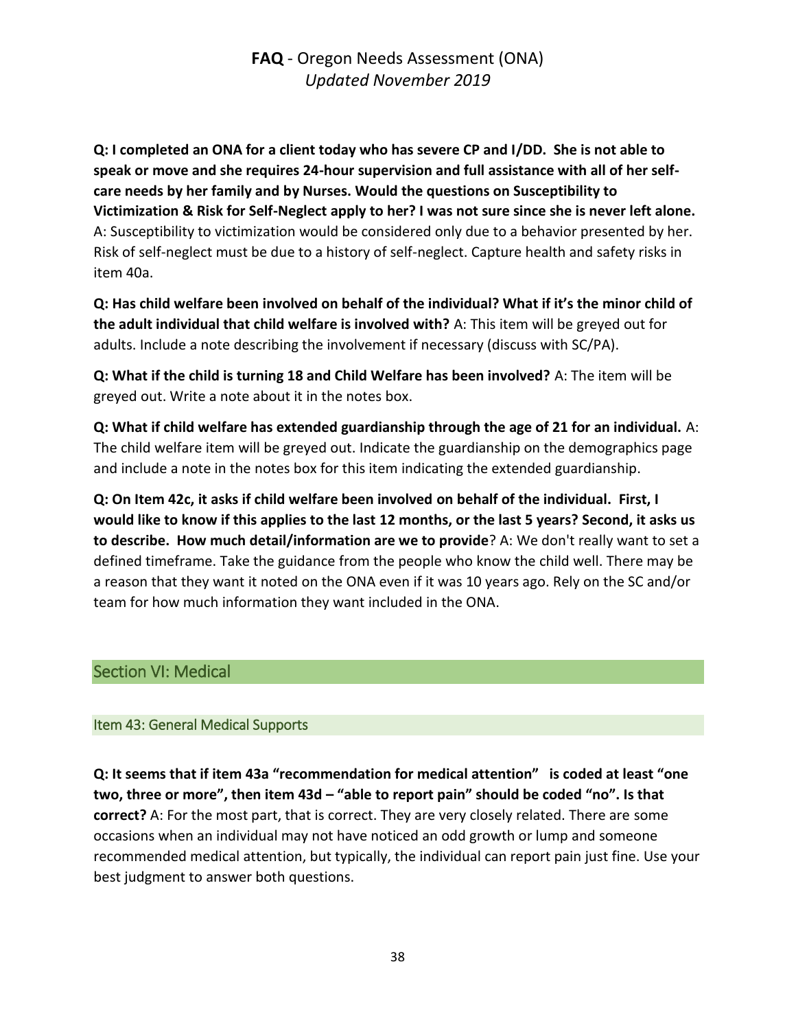**Q: I completed an ONA for a client today who has severe CP and I/DD. She is not able to speak or move and she requires 24-hour supervision and full assistance with all of her self-care needs by her family and by Nurses. Would the questions on Susceptibility to Victimization & Risk for Self-Neglect apply to her? I was not sure since she is never left alone.** A: Susceptibility to victimization would be considered only due to a behavior presented by her. Risk of self-neglect must be due to a history of self-neglect. Capture health and safety risks in item 40a.

**Q: Has child welfare been involved on behalf of the individual? What if it's the minor child of the adult individual that child welfare is involved with?** A: This item will be greyed out for adults. Include a note describing the involvement if necessary (discuss with SC/PA).

**Q: What if the child is turning 18 and Child Welfare has been involved?** A: The item will be greyed out. Write a note about it in the notes box.

**Q: What if child welfare has extended guardianship through the age of 21 for an individual.** A: The child welfare item will be greyed out. Indicate the guardianship on the demographics page and include a note in the notes box for this item indicating the extended guardianship.

**Q: On Item 42c, it asks if child welfare been involved on behalf of the individual. First, I would like to know if this applies to the last 12 months, or the last 5 years? Second, it asks us to describe. How much detail/information are we to provide**? A: We don't really want to set a defined timeframe. Take the guidance from the people who know the child well. There may be a reason that they want it noted on the ONA even if it was 10 years ago. Rely on the SC and/or team for how much information they want included in the ONA.

## Section VI: Medical

### Item 43: General Medical Supports

**Q: It seems that if item 43a "recommendation for medical attention" is coded at least "one two, three or more", then item 43d – "able to report pain" should be coded "no". Is that correct?** A: For the most part, that is correct. They are very closely related. There are some occasions when an individual may not have noticed an odd growth or lump and someone recommended medical attention, but typically, the individual can report pain just fine. Use your best judgment to answer both questions.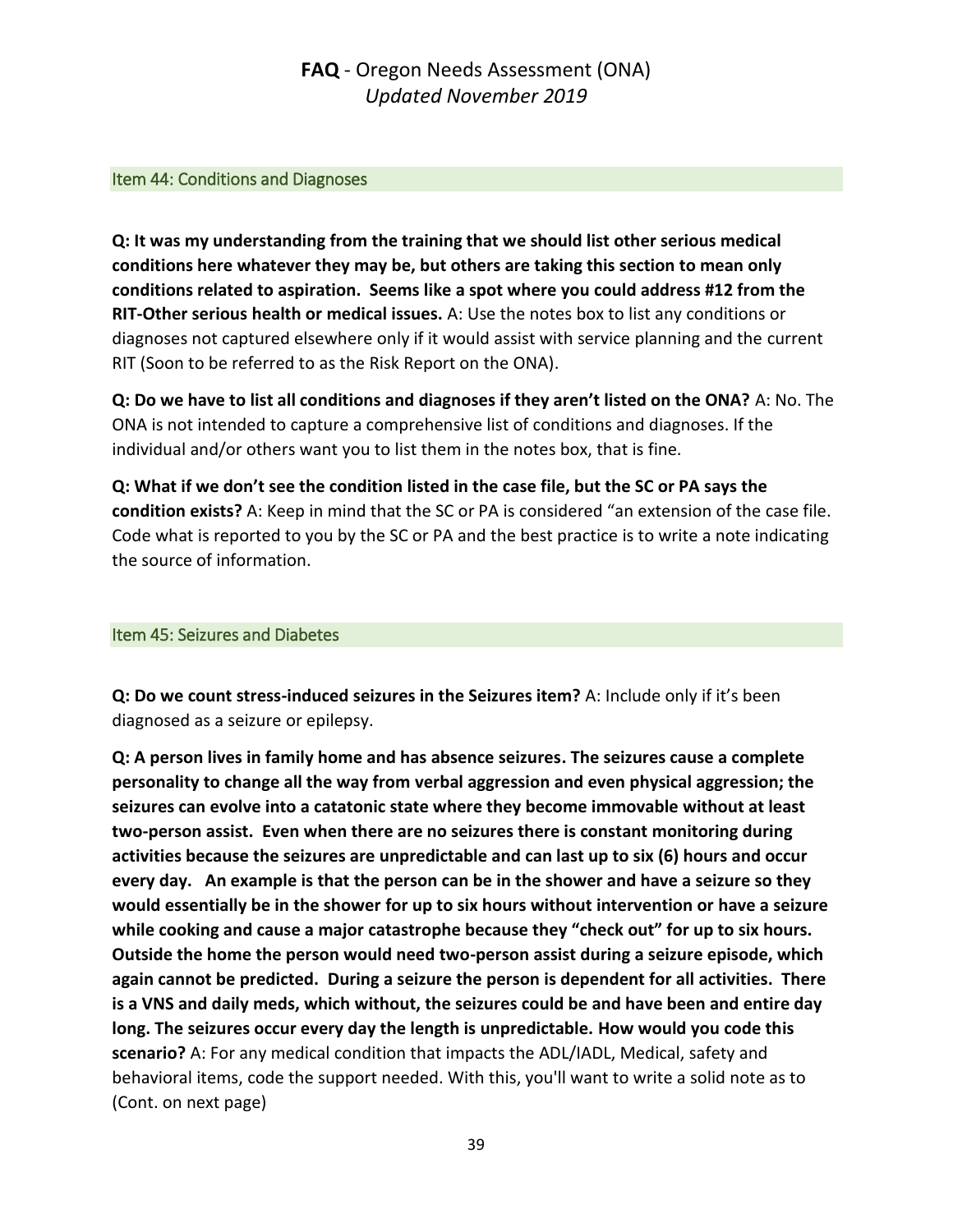## Item 44: Conditions and Diagnoses

**Q: It was my understanding from the training that we should list other serious medical conditions here whatever they may be, but others are taking this section to mean only conditions related to aspiration. Seems like a spot where you could address #12 from the RIT-Other serious health or medical issues.** A: Use the notes box to list any conditions or diagnoses not captured elsewhere only if it would assist with service planning and the current RIT (Soon to be referred to as the Risk Report on the ONA).

**Q: Do we have to list all conditions and diagnoses if they aren't listed on the ONA?** A: No. The ONA is not intended to capture a comprehensive list of conditions and diagnoses. If the individual and/or others want you to list them in the notes box, that is fine.

**Q: What if we don't see the condition listed in the case file, but the SC or PA says the condition exists?** A: Keep in mind that the SC or PA is considered "an extension of the case file. Code what is reported to you by the SC or PA and the best practice is to write a note indicating the source of information.

## Item 45: Seizures and Diabetes

**Q: Do we count stress-induced seizures in the Seizures item?** A: Include only if it's been diagnosed as a seizure or epilepsy.

**Q: A person lives in family home and has absence seizures. The seizures cause a complete personality to change all the way from verbal aggression and even physical aggression; the seizures can evolve into a catatonic state where they become immovable without at least two-person assist. Even when there are no seizures there is constant monitoring during activities because the seizures are unpredictable and can last up to six (6) hours and occur every day. An example is that the person can be in the shower and have a seizure so they would essentially be in the shower for up to six hours without intervention or have a seizure while cooking and cause a major catastrophe because they "check out" for up to six hours. Outside the home the person would need two-person assist during a seizure episode, which again cannot be predicted. During a seizure the person is dependent for all activities. There is a VNS and daily meds, which without, the seizures could be and have been and entire day long. The seizures occur every day the length is unpredictable. How would you code this scenario?** A: For any medical condition that impacts the ADL/IADL, Medical, safety and behavioral items, code the support needed. With this, you'll want to write a solid note as to (Cont. on next page)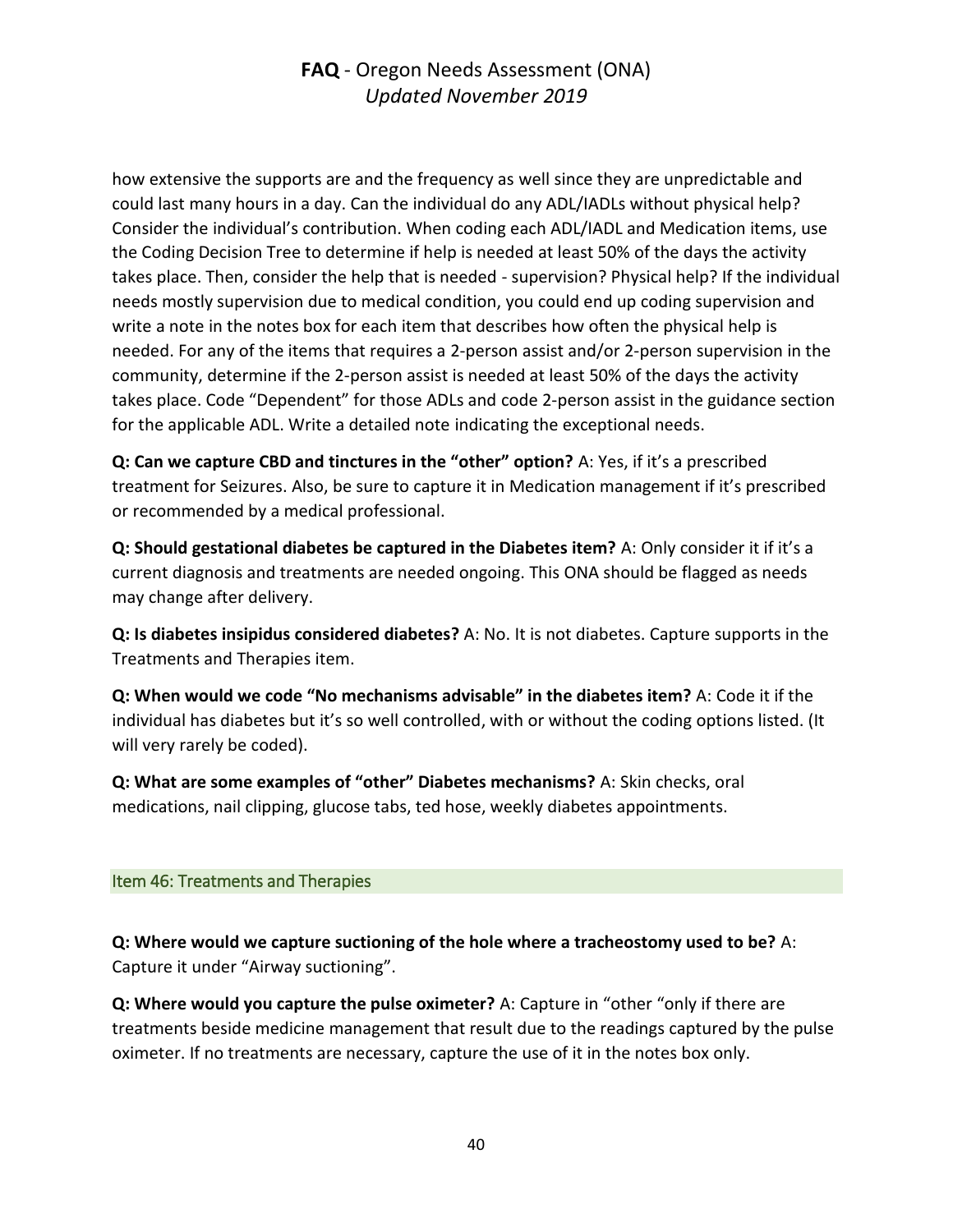how extensive the supports are and the frequency as well since they are unpredictable and could last many hours in a day. Can the individual do any ADL/IADLs without physical help? Consider the individual's contribution. When coding each ADL/IADL and Medication items, use the Coding Decision Tree to determine if help is needed at least 50% of the days the activity takes place. Then, consider the help that is needed - supervision? Physical help? If the individual needs mostly supervision due to medical condition, you could end up coding supervision and write a note in the notes box for each item that describes how often the physical help is needed. For any of the items that requires a 2-person assist and/or 2-person supervision in the community, determine if the 2-person assist is needed at least 50% of the days the activity takes place. Code "Dependent" for those ADLs and code 2-person assist in the guidance section for the applicable ADL. Write a detailed note indicating the exceptional needs.

**Q: Can we capture CBD and tinctures in the "other" option?** A: Yes, if it's a prescribed treatment for Seizures. Also, be sure to capture it in Medication management if it's prescribed or recommended by a medical professional.

**Q: Should gestational diabetes be captured in the Diabetes item?** A: Only consider it if it's a current diagnosis and treatments are needed ongoing. This ONA should be flagged as needs may change after delivery.

**Q: Is diabetes insipidus considered diabetes?** A: No. It is not diabetes. Capture supports in the Treatments and Therapies item.

**Q: When would we code "No mechanisms advisable" in the diabetes item?** A: Code it if the individual has diabetes but it's so well controlled, with or without the coding options listed. (It will very rarely be coded).

**Q: What are some examples of "other" Diabetes mechanisms?** A: Skin checks, oral medications, nail clipping, glucose tabs, ted hose, weekly diabetes appointments.

## Item 46: Treatments and Therapies

**Q: Where would we capture suctioning of the hole where a tracheostomy used to be?** A: Capture it under "Airway suctioning".

**Q: Where would you capture the pulse oximeter?** A: Capture in "other "only if there are treatments beside medicine management that result due to the readings captured by the pulse oximeter. If no treatments are necessary, capture the use of it in the notes box only.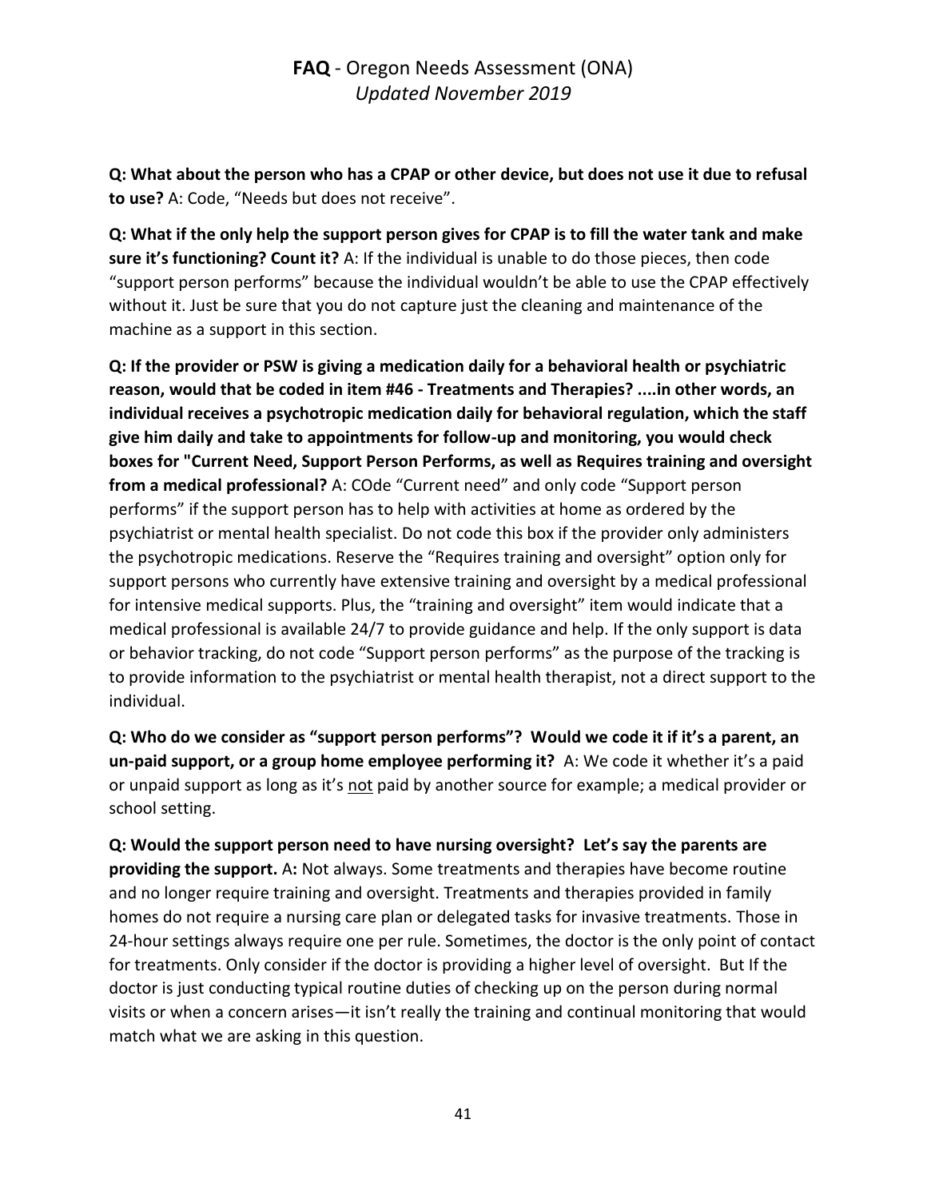**Q: What about the person who has a CPAP or other device, but does not use it due to refusal to use?** A: Code, "Needs but does not receive".

**Q: What if the only help the support person gives for CPAP is to fill the water tank and make sure it's functioning? Count it?** A: If the individual is unable to do those pieces, then code "support person performs" because the individual wouldn't be able to use the CPAP effectively without it. Just be sure that you do not capture just the cleaning and maintenance of the machine as a support in this section.

**Q: If the provider or PSW is giving a medication daily for a behavioral health or psychiatric reason, would that be coded in item #46 - Treatments and Therapies? ....in other words, an individual receives a psychotropic medication daily for behavioral regulation, which the staff give him daily and take to appointments for follow-up and monitoring, you would check boxes for "Current Need, Support Person Performs, as well as Requires training and oversight from a medical professional?** A: COde "Current need" and only code "Support person performs" if the support person has to help with activities at home as ordered by the psychiatrist or mental health specialist. Do not code this box if the provider only administers the psychotropic medications. Reserve the "Requires training and oversight" option only for support persons who currently have extensive training and oversight by a medical professional for intensive medical supports. Plus, the "training and oversight" item would indicate that a medical professional is available 24/7 to provide guidance and help. If the only support is data or behavior tracking, do not code "Support person performs" as the purpose of the tracking is to provide information to the psychiatrist or mental health therapist, not a direct support to the individual.

**Q: Who do we consider as "support person performs"? Would we code it if it's a parent, an un-paid support, or a group home employee performing it?** A: We code it whether it's a paid or unpaid support as long as it's <u>not</u> paid by another source for example; a medical provider or school setting.

**Q: Would the support person need to have nursing oversight? Let's say the parents are providing the support.** A**:** Not always. Some treatments and therapies have become routine and no longer require training and oversight. Treatments and therapies provided in family homes do not require a nursing care plan or delegated tasks for invasive treatments. Those in 24-hour settings always require one per rule. Sometimes, the doctor is the only point of contact for treatments. Only consider if the doctor is providing a higher level of oversight. But If the doctor is just conducting typical routine duties of checking up on the person during normal visits or when a concern arises—it isn't really the training and continual monitoring that would match what we are asking in this question.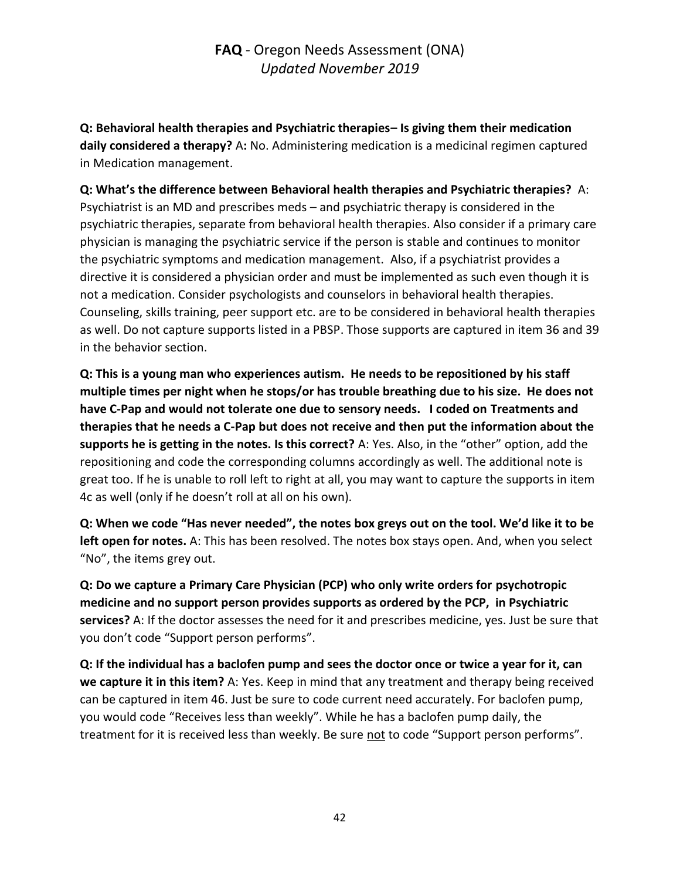**Q: Behavioral health therapies and Psychiatric therapies– Is giving them their medication daily considered a therapy?** A**:** No. Administering medication is a medicinal regimen captured in Medication management.

**Q: What's the difference between Behavioral health therapies and Psychiatric therapies?** A: Psychiatrist is an MD and prescribes meds – and psychiatric therapy is considered in the psychiatric therapies, separate from behavioral health therapies. Also consider if a primary care physician is managing the psychiatric service if the person is stable and continues to monitor the psychiatric symptoms and medication management. Also, if a psychiatrist provides a directive it is considered a physician order and must be implemented as such even though it is not a medication. Consider psychologists and counselors in behavioral health therapies. Counseling, skills training, peer support etc. are to be considered in behavioral health therapies as well. Do not capture supports listed in a PBSP. Those supports are captured in item 36 and 39 in the behavior section.

**Q: This is a young man who experiences autism. He needs to be repositioned by his staff multiple times per night when he stops/or has trouble breathing due to his size. He does not have C-Pap and would not tolerate one due to sensory needs. I coded on Treatments and therapies that he needs a C-Pap but does not receive and then put the information about the supports he is getting in the notes. Is this correct?** A: Yes. Also, in the "other" option, add the repositioning and code the corresponding columns accordingly as well. The additional note is great too. If he is unable to roll left to right at all, you may want to capture the supports in item 4c as well (only if he doesn't roll at all on his own).

**Q: When we code "Has never needed", the notes box greys out on the tool. We'd like it to be left open for notes.** A: This has been resolved. The notes box stays open. And, when you select "No", the items grey out.

**Q: Do we capture a Primary Care Physician (PCP) who only write orders for psychotropic medicine and no support person provides supports as ordered by the PCP, in Psychiatric services?** A: If the doctor assesses the need for it and prescribes medicine, yes. Just be sure that you don't code "Support person performs".

**Q: If the individual has a baclofen pump and sees the doctor once or twice a year for it, can we capture it in this item?** A: Yes. Keep in mind that any treatment and therapy being received can be captured in item 46. Just be sure to code current need accurately. For baclofen pump, you would code "Receives less than weekly". While he has a baclofen pump daily, the treatment for it is received less than weekly. Be sure not to code "Support person performs".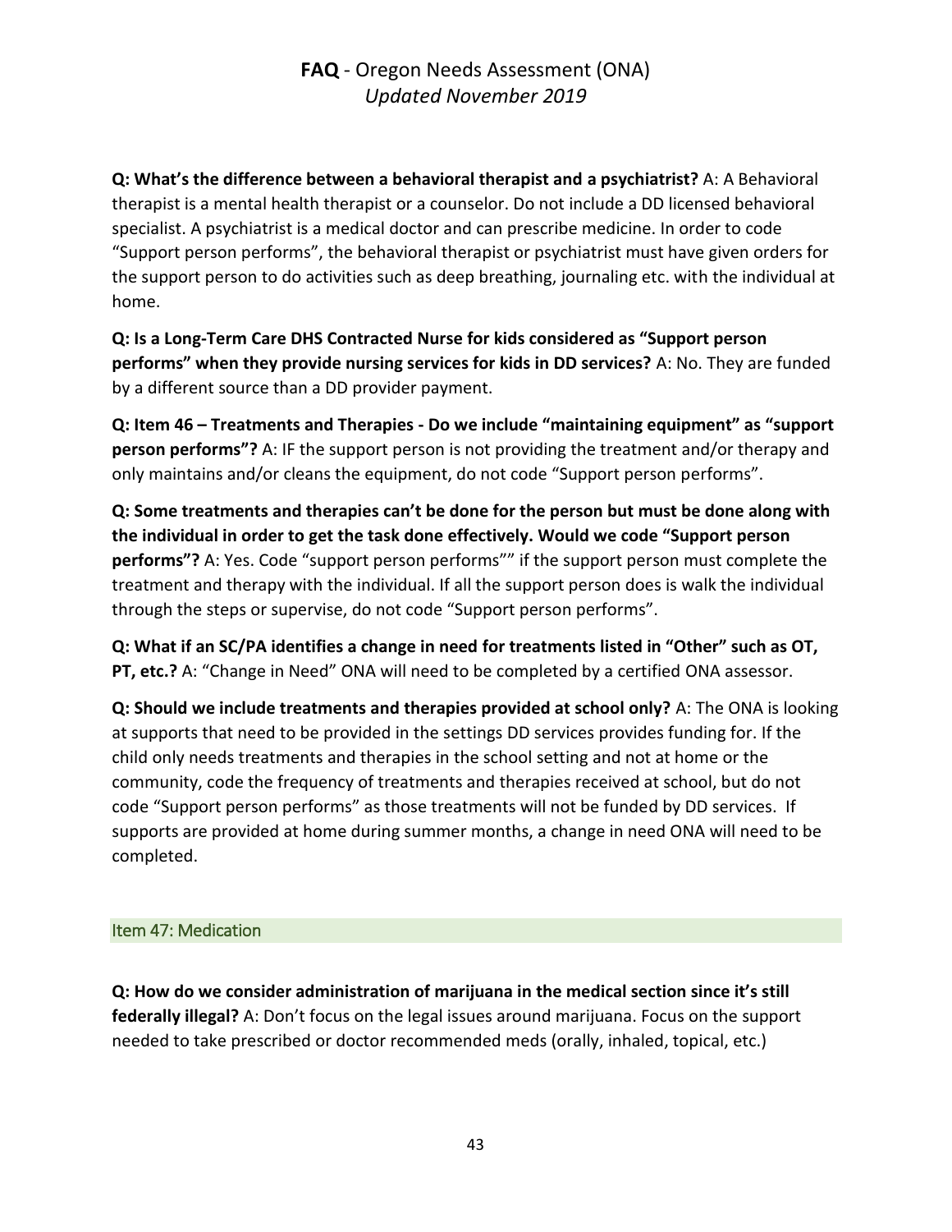**Q: What's the difference between a behavioral therapist and a psychiatrist?** A: A Behavioral therapist is a mental health therapist or a counselor. Do not include a DD licensed behavioral specialist. A psychiatrist is a medical doctor and can prescribe medicine. In order to code "Support person performs", the behavioral therapist or psychiatrist must have given orders for the support person to do activities such as deep breathing, journaling etc. with the individual at home.

**Q: Is a Long-Term Care DHS Contracted Nurse for kids considered as "Support person performs" when they provide nursing services for kids in DD services?** A: No. They are funded by a different source than a DD provider payment.

**Q: Item 46 – Treatments and Therapies - Do we include "maintaining equipment" as "support person performs"?** A: IF the support person is not providing the treatment and/or therapy and only maintains and/or cleans the equipment, do not code "Support person performs".

**Q: Some treatments and therapies can't be done for the person but must be done along with the individual in order to get the task done effectively. Would we code "Support person performs"?** A: Yes. Code "support person performs"" if the support person must complete the treatment and therapy with the individual. If all the support person does is walk the individual through the steps or supervise, do not code "Support person performs".

**Q: What if an SC/PA identifies a change in need for treatments listed in "Other" such as OT, PT, etc.?** A: "Change in Need" ONA will need to be completed by a certified ONA assessor.

**Q: Should we include treatments and therapies provided at school only?** A: The ONA is looking at supports that need to be provided in the settings DD services provides funding for. If the child only needs treatments and therapies in the school setting and not at home or the community, code the frequency of treatments and therapies received at school, but do not code "Support person performs" as those treatments will not be funded by DD services. If supports are provided at home during summer months, a change in need ONA will need to be completed.

## Item 47: Medication

**Q: How do we consider administration of marijuana in the medical section since it's still federally illegal?** A: Don't focus on the legal issues around marijuana. Focus on the support needed to take prescribed or doctor recommended meds (orally, inhaled, topical, etc.)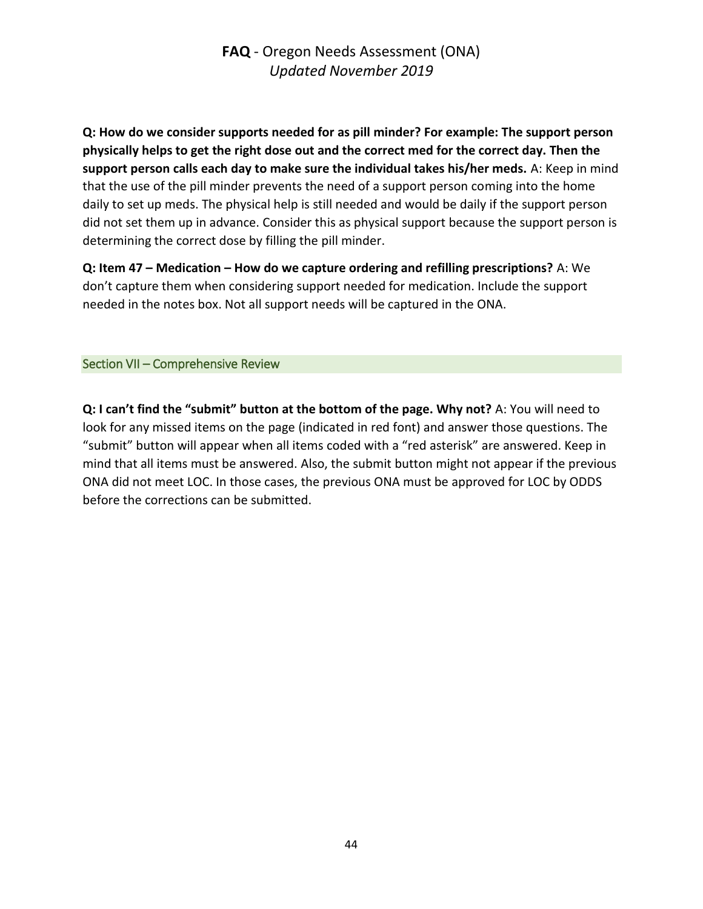**Q: How do we consider supports needed for as pill minder? For example: The support person physically helps to get the right dose out and the correct med for the correct day. Then the support person calls each day to make sure the individual takes his/her meds.** A: Keep in mind that the use of the pill minder prevents the need of a support person coming into the home daily to set up meds. The physical help is still needed and would be daily if the support person did not set them up in advance. Consider this as physical support because the support person is determining the correct dose by filling the pill minder.

**Q: Item 47 – Medication – How do we capture ordering and refilling prescriptions?** A: We don't capture them when considering support needed for medication. Include the support needed in the notes box. Not all support needs will be captured in the ONA.

## Section VII – Comprehensive Review

**Q: I can't find the "submit" button at the bottom of the page. Why not?** A: You will need to look for any missed items on the page (indicated in red font) and answer those questions. The "submit" button will appear when all items coded with a "red asterisk" are answered. Keep in mind that all items must be answered. Also, the submit button might not appear if the previous ONA did not meet LOC. In those cases, the previous ONA must be approved for LOC by ODDS before the corrections can be submitted.